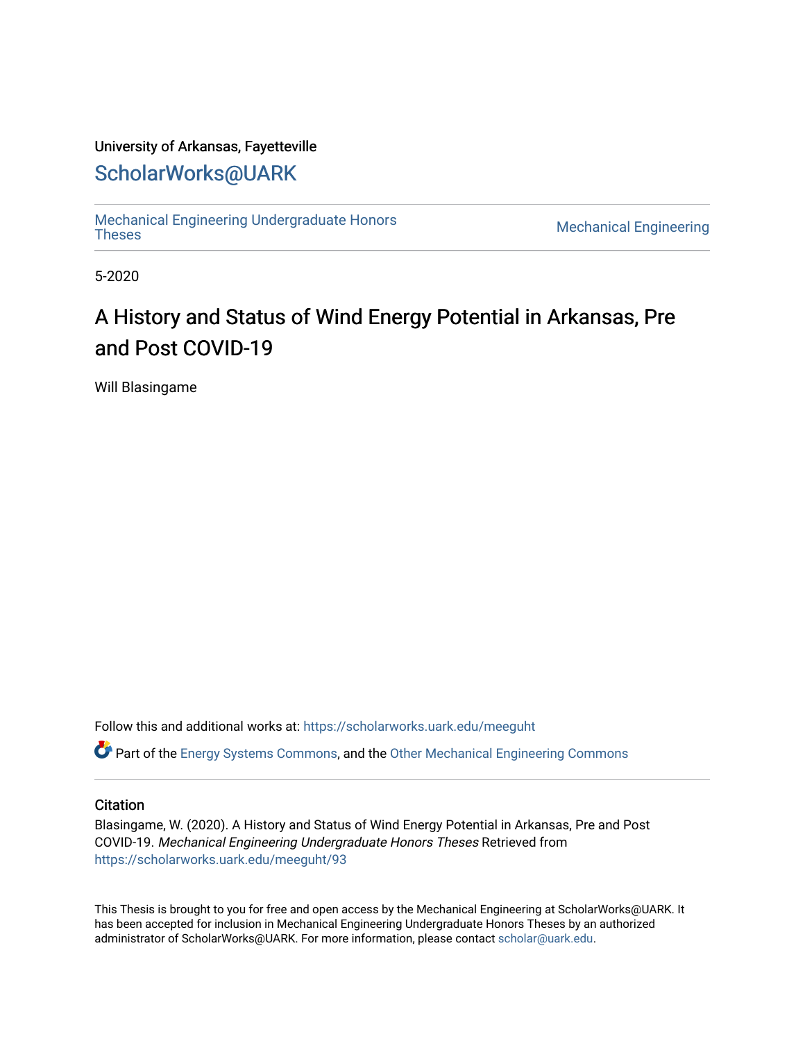University of Arkansas, Fayetteville

ScholarWorks@UARK

Mechanical Engineering Undergraduate Honors Theses

Mechanical Engineering

5-2020

# A History and Status of Wind Energy Potential in Arkansas, Pre and Post COVID-19

Will Blasingame

Follow this and additional works at: https://scholarworks.uark.edu/meeguht

Part of the Energy Systems Commons, and the Other Mechanical Engineering Commons

## Citation

Blasingame, W. (2020). A History and Status of Wind Energy Potential in Arkansas, Pre and Post COVID-19. *Mechanical Engineering Undergraduate Honors Theses* Retrieved from https://scholarworks.uark.edu/meeguht/93

This Thesis is brought to you for free and open access by the Mechanical Engineering at ScholarWorks@UARK. It has been accepted for inclusion in Mechanical Engineering Undergraduate Honors Theses by an authorized administrator of ScholarWorks@UARK. For more information, please contact scholar@uark.edu.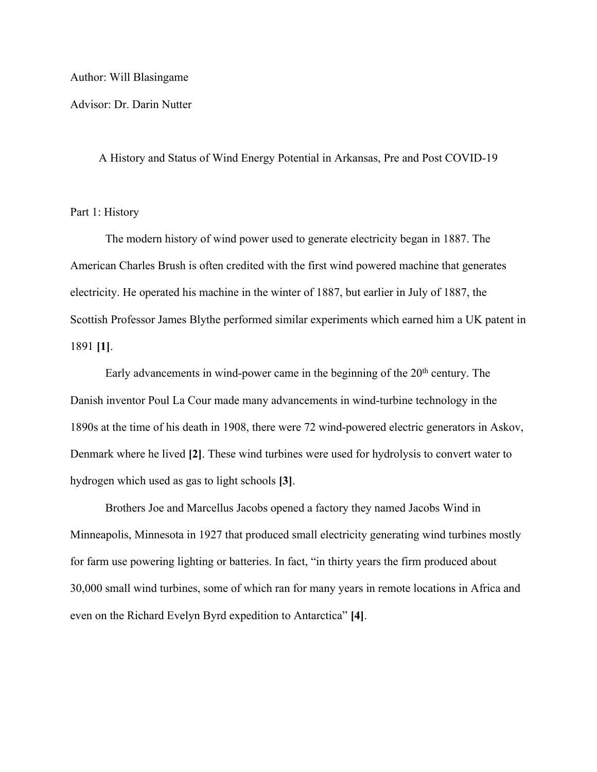Author: Will Blasingame

Advisor: Dr. Darin Nutter

# A History and Status of Wind Energy Potential in Arkansas, Pre and Post COVID-19

## Part 1: History

The modern history of wind power used to generate electricity began in 1887. The American Charles Brush is often credited with the first wind powered machine that generates electricity. He operated his machine in the winter of 1887, but earlier in July of 1887, the Scottish Professor James Blythe performed similar experiments which earned him a UK patent in 1891 **[1]**.

Early advancements in wind-power came in the beginning of the 20th century. The Danish inventor Poul La Cour made many advancements in wind-turbine technology in the 1890s at the time of his death in 1908, there were 72 wind-powered electric generators in Askov, Denmark where he lived **[2]**. These wind turbines were used for hydrolysis to convert water to hydrogen which used as gas to light schools **[3]**.

Brothers Joe and Marcellus Jacobs opened a factory they named Jacobs Wind in Minneapolis, Minnesota in 1927 that produced small electricity generating wind turbines mostly for farm use powering lighting or batteries. In fact, “in thirty years the firm produced about 30,000 small wind turbines, some of which ran for many years in remote locations in Africa and even on the Richard Evelyn Byrd expedition to Antarctica” **[4]**.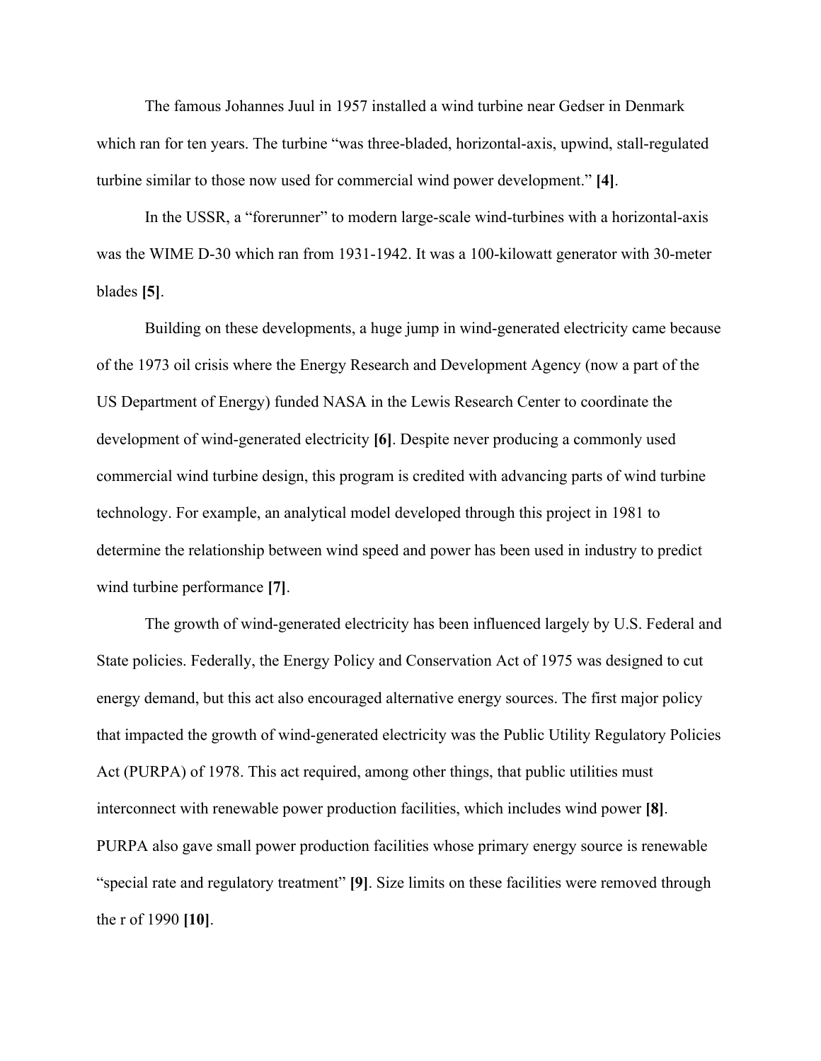The famous Johannes Juul in 1957 installed a wind turbine near Gedser in Denmark which ran for ten years. The turbine "was three-bladed, horizontal-axis, upwind, stall-regulated turbine similar to those now used for commercial wind power development." **[4]**.

In the USSR, a "forerunner" to modern large-scale wind-turbines with a horizontal-axis was the WIME D-30 which ran from 1931-1942. It was a 100-kilowatt generator with 30-meter blades **[5]**.

Building on these developments, a huge jump in wind-generated electricity came because of the 1973 oil crisis where the Energy Research and Development Agency (now a part of the US Department of Energy) funded NASA in the Lewis Research Center to coordinate the development of wind-generated electricity **[6]**. Despite never producing a commonly used commercial wind turbine design, this program is credited with advancing parts of wind turbine technology. For example, an analytical model developed through this project in 1981 to determine the relationship between wind speed and power has been used in industry to predict wind turbine performance **[7]**.

The growth of wind-generated electricity has been influenced largely by U.S. Federal and State policies. Federally, the Energy Policy and Conservation Act of 1975 was designed to cut energy demand, but this act also encouraged alternative energy sources. The first major policy that impacted the growth of wind-generated electricity was the Public Utility Regulatory Policies Act (PURPA) of 1978. This act required, among other things, that public utilities must interconnect with renewable power production facilities, which includes wind power **[8]**. PURPA also gave small power production facilities whose primary energy source is renewable "special rate and regulatory treatment" **[9]**. Size limits on these facilities were removed through the r of 1990 **[10]**.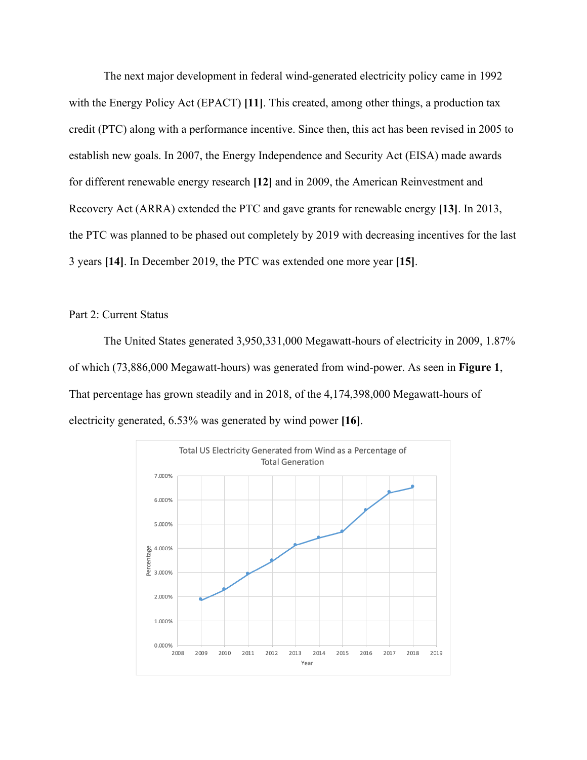The next major development in federal wind-generated electricity policy came in 1992 with the Energy Policy Act (EPACT) **[11]**. This created, among other things, a production tax credit (PTC) along with a performance incentive. Since then, this act has been revised in 2005 to establish new goals. In 2007, the Energy Independence and Security Act (EISA) made awards for different renewable energy research **[12]** and in 2009, the American Reinvestment and Recovery Act (ARRA) extended the PTC and gave grants for renewable energy **[13]**. In 2013, the PTC was planned to be phased out completely by 2019 with decreasing incentives for the last 3 years **[14]**. In December 2019, the PTC was extended one more year **[15]**.

Part 2: Current Status

The United States generated 3,950,331,000 Megawatt-hours of electricity in 2009, 1.87% of which (73,886,000 Megawatt-hours) was generated from wind-power. As seen in **Figure 1**, That percentage has grown steadily and in 2018, of the 4,174,398,000 Megawatt-hours of electricity generated, 6.53% was generated by wind power **[16]**.

Total US Electricity Generated from Wind as a Percentage of Total Generation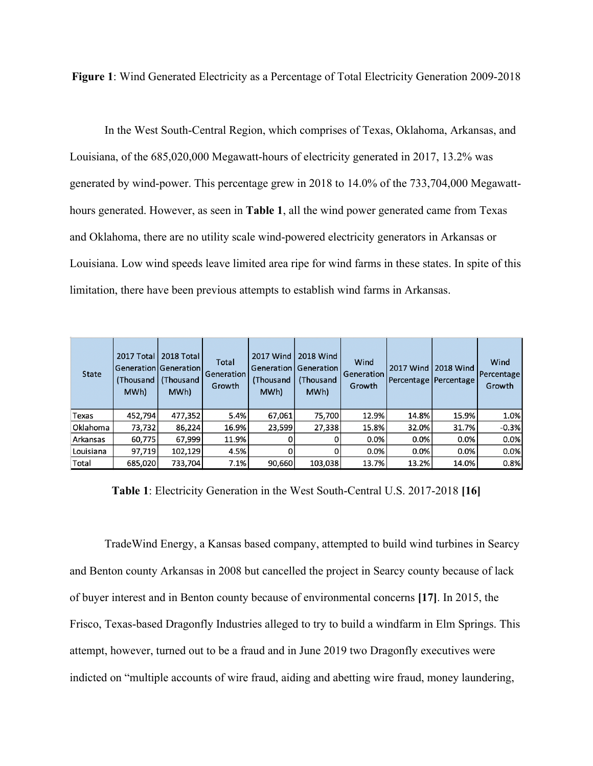**Figure 1**: Wind Generated Electricity as a Percentage of Total Electricity Generation 2009-2018

In the West South-Central Region, which comprises of Texas, Oklahoma, Arkansas, and Louisiana, of the 685,020,000 Megawatt-hours of electricity generated in 2017, 13.2% was generated by wind-power. This percentage grew in 2018 to 14.0% of the 733,704,000 Megawatt-hours generated. However, as seen in **Table 1**, all the wind power generated came from Texas and Oklahoma, there are no utility scale wind-powered electricity generators in Arkansas or Louisiana. Low wind speeds leave limited area ripe for wind farms in these states. In spite of this limitation, there have been previous attempts to establish wind farms in Arkansas.

| State | 2017 Total Generation (Thousand MWh) | 2018 Total Generation (Thousand MWh) | Total Generation Growth | 2017 Wind Generation (Thousand MWh) | 2018 Wind Generation (Thousand MWh) | Wind Generation Growth | 2017 Wind Percentage | 2018 Wind Percentage | Wind Percentage Growth |
|---|---|---|---|---|---|---|---|---|---|
| Texas | 452,794 | 477,352 | 5.4% | 67,061 | 75,700 | 12.9% | 14.8% | 15.9% | 1.0% |
| Oklahoma | 73,732 | 86,224 | 16.9% | 23,599 | 27,338 | 15.8% | 32.0% | 31.7% | -0.3% |
| Arkansas | 60,775 | 67,999 | 11.9% | 0 | 0 | 0.0% | 0.0% | 0.0% | 0.0% |
| Louisiana | 97,719 | 102,129 | 4.5% | 0 | 0 | 0.0% | 0.0% | 0.0% | 0.0% |
| Total | 685,020 | 733,704 | 7.1% | 90,660 | 103,038 | 13.7% | 13.2% | 14.0% | 0.8% |

**Table 1**: Electricity Generation in the West South-Central U.S. 2017-2018 **[16]**

TradeWind Energy, a Kansas based company, attempted to build wind turbines in Searcy and Benton county Arkansas in 2008 but cancelled the project in Searcy county because of lack of buyer interest and in Benton county because of environmental concerns **[17]**. In 2015, the Frisco, Texas-based Dragonfly Industries alleged to try to build a windfarm in Elm Springs. This attempt, however, turned out to be a fraud and in June 2019 two Dragonfly executives were indicted on "multiple accounts of wire fraud, aiding and abetting wire fraud, money laundering,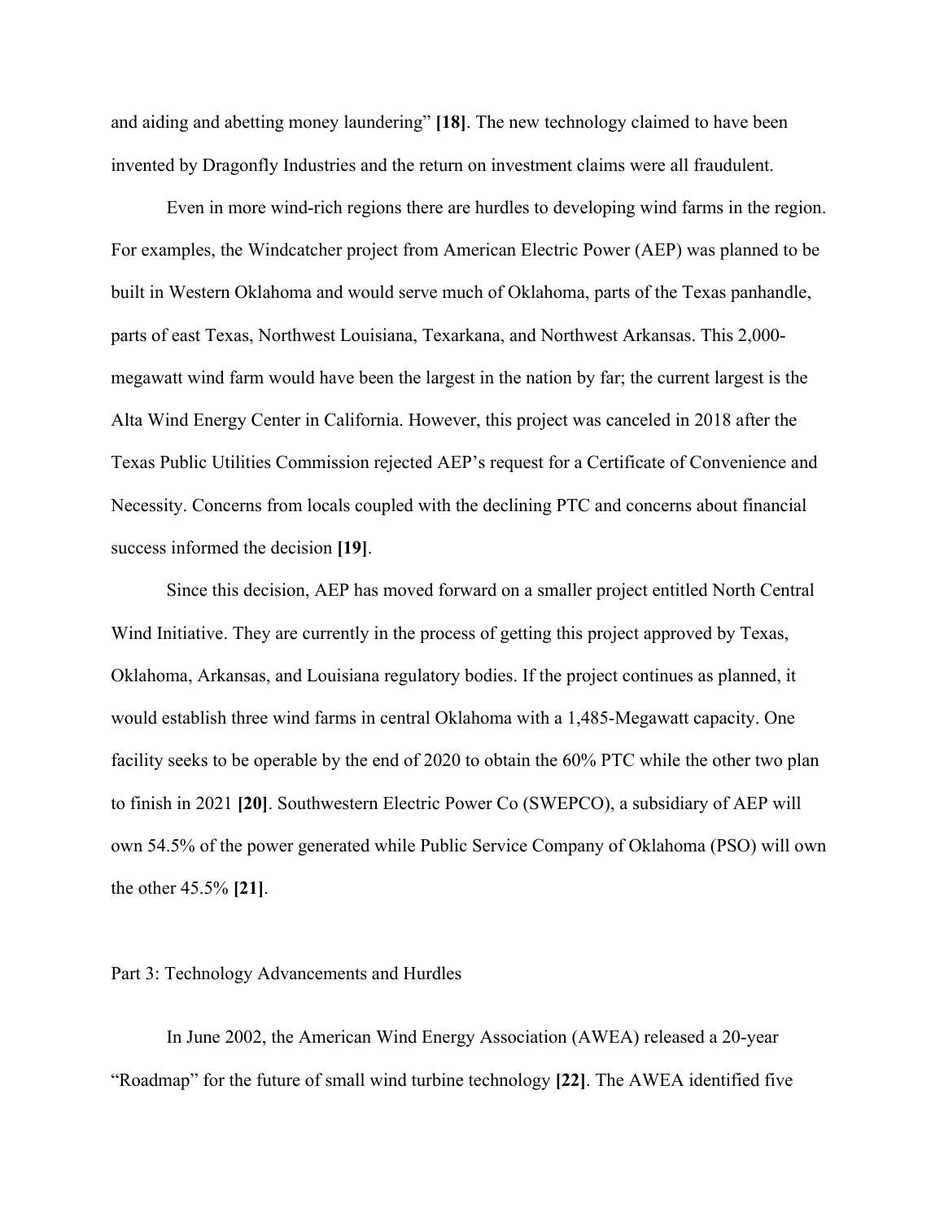and aiding and abetting money laundering" **[18]**. The new technology claimed to have been invented by Dragonfly Industries and the return on investment claims were all fraudulent.

Even in more wind-rich regions there are hurdles to developing wind farms in the region. For examples, the Windcatcher project from American Electric Power (AEP) was planned to be built in Western Oklahoma and would serve much of Oklahoma, parts of the Texas panhandle, parts of east Texas, Northwest Louisiana, Texarkana, and Northwest Arkansas. This 2,000-megawatt wind farm would have been the largest in the nation by far; the current largest is the Alta Wind Energy Center in California. However, this project was canceled in 2018 after the Texas Public Utilities Commission rejected AEP's request for a Certificate of Convenience and Necessity. Concerns from locals coupled with the declining PTC and concerns about financial success informed the decision **[19]**.

Since this decision, AEP has moved forward on a smaller project entitled North Central Wind Initiative. They are currently in the process of getting this project approved by Texas, Oklahoma, Arkansas, and Louisiana regulatory bodies. If the project continues as planned, it would establish three wind farms in central Oklahoma with a 1,485-Megawatt capacity. One facility seeks to be operable by the end of 2020 to obtain the 60% PTC while the other two plan to finish in 2021 **[20]**. Southwestern Electric Power Co (SWEPCO), a subsidiary of AEP will own 54.5% of the power generated while Public Service Company of Oklahoma (PSO) will own the other 45.5% **[21]**.

## Part 3: Technology Advancements and Hurdles

In June 2002, the American Wind Energy Association (AWEA) released a 20-year "Roadmap" for the future of small wind turbine technology **[22]**. The AWEA identified five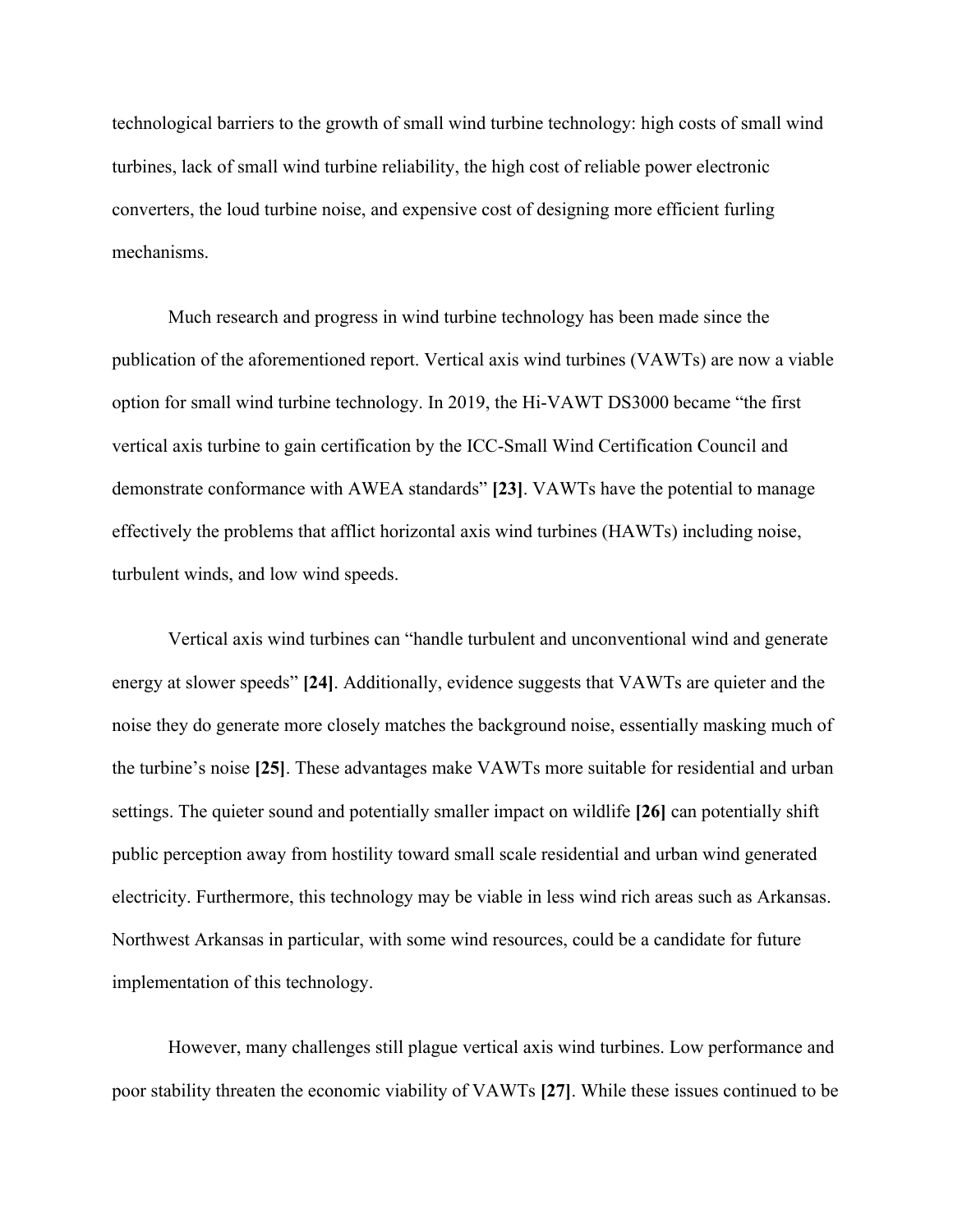technological barriers to the growth of small wind turbine technology: high costs of small wind turbines, lack of small wind turbine reliability, the high cost of reliable power electronic converters, the loud turbine noise, and expensive cost of designing more efficient furling mechanisms.

Much research and progress in wind turbine technology has been made since the publication of the aforementioned report. Vertical axis wind turbines (VAWTs) are now a viable option for small wind turbine technology. In 2019, the Hi-VAWT DS3000 became "the first vertical axis turbine to gain certification by the ICC-Small Wind Certification Council and demonstrate conformance with AWEA standards" **[23]**. VAWTs have the potential to manage effectively the problems that afflict horizontal axis wind turbines (HAWTs) including noise, turbulent winds, and low wind speeds.

Vertical axis wind turbines can "handle turbulent and unconventional wind and generate energy at slower speeds" **[24]**. Additionally, evidence suggests that VAWTs are quieter and the noise they do generate more closely matches the background noise, essentially masking much of the turbine's noise **[25]**. These advantages make VAWTs more suitable for residential and urban settings. The quieter sound and potentially smaller impact on wildlife **[26]** can potentially shift public perception away from hostility toward small scale residential and urban wind generated electricity. Furthermore, this technology may be viable in less wind rich areas such as Arkansas. Northwest Arkansas in particular, with some wind resources, could be a candidate for future implementation of this technology.

However, many challenges still plague vertical axis wind turbines. Low performance and poor stability threaten the economic viability of VAWTs **[27]**. While these issues continued to be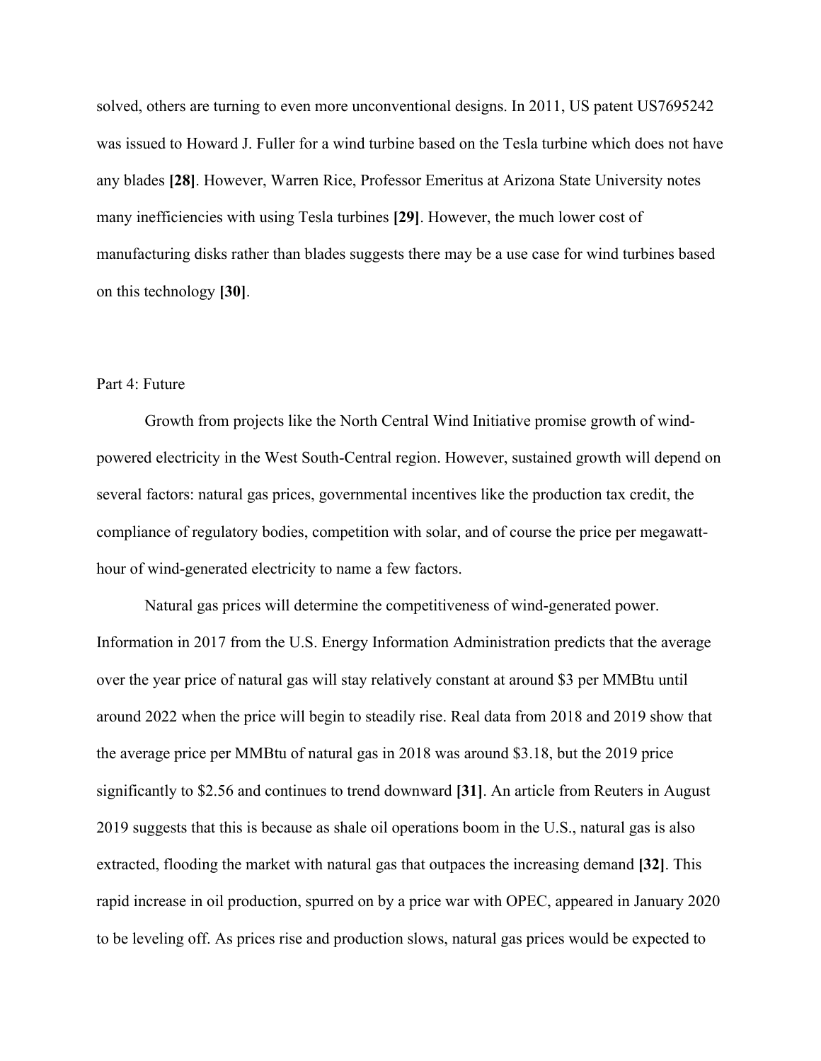solved, others are turning to even more unconventional designs. In 2011, US patent US7695242 was issued to Howard J. Fuller for a wind turbine based on the Tesla turbine which does not have any blades **[28]**. However, Warren Rice, Professor Emeritus at Arizona State University notes many inefficiencies with using Tesla turbines **[29]**. However, the much lower cost of manufacturing disks rather than blades suggests there may be a use case for wind turbines based on this technology **[30]**.

## Part 4: Future

Growth from projects like the North Central Wind Initiative promise growth of wind-powered electricity in the West South-Central region. However, sustained growth will depend on several factors: natural gas prices, governmental incentives like the production tax credit, the compliance of regulatory bodies, competition with solar, and of course the price per megawatt-hour of wind-generated electricity to name a few factors.

Natural gas prices will determine the competitiveness of wind-generated power. Information in 2017 from the U.S. Energy Information Administration predicts that the average over the year price of natural gas will stay relatively constant at around $3 per MMBtu until around 2022 when the price will begin to steadily rise. Real data from 2018 and 2019 show that the average price per MMBtu of natural gas in 2018 was around $3.18, but the 2019 price significantly to $2.56 and continues to trend downward **[31]**. An article from Reuters in August 2019 suggests that this is because as shale oil operations boom in the U.S., natural gas is also extracted, flooding the market with natural gas that outpaces the increasing demand **[32]**. This rapid increase in oil production, spurred on by a price war with OPEC, appeared in January 2020 to be leveling off. As prices rise and production slows, natural gas prices would be expected to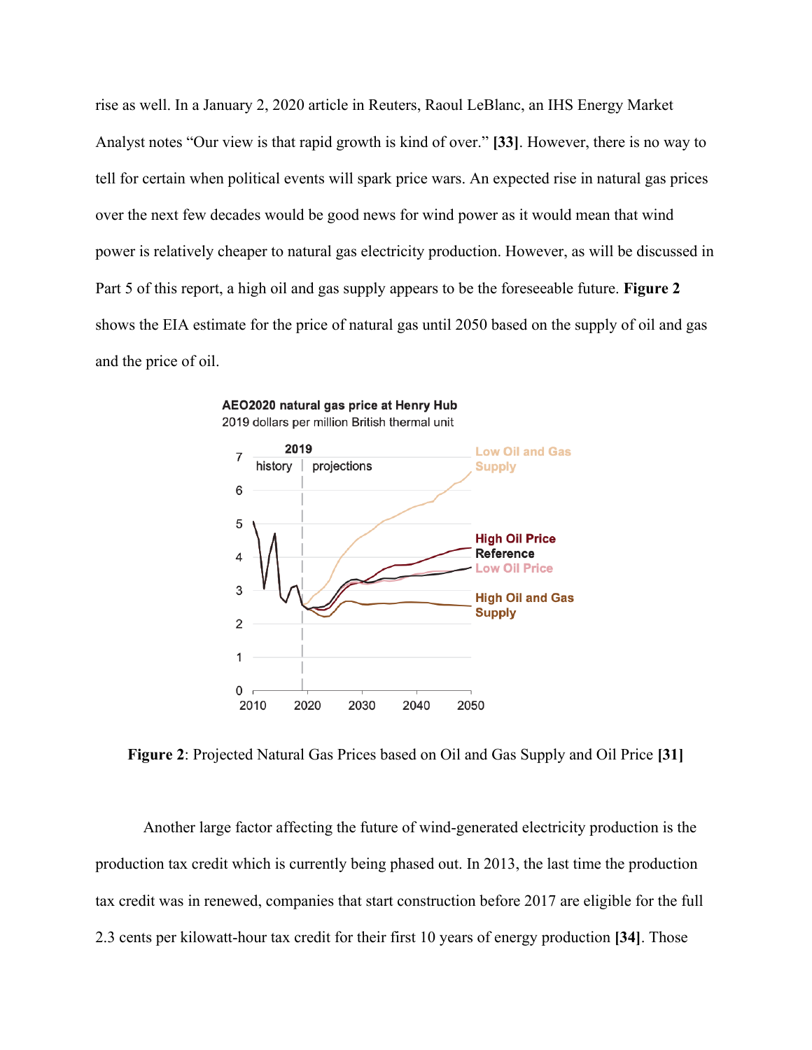rise as well. In a January 2, 2020 article in Reuters, Raoul LeBlanc, an IHS Energy Market Analyst notes "Our view is that rapid growth is kind of over." **[33]**. However, there is no way to tell for certain when political events will spark price wars. An expected rise in natural gas prices over the next few decades would be good news for wind power as it would mean that wind power is relatively cheaper to natural gas electricity production. However, as will be discussed in Part 5 of this report, a high oil and gas supply appears to be the foreseeable future. **Figure 2** shows the EIA estimate for the price of natural gas until 2050 based on the supply of oil and gas and the price of oil.

**Figure 2**: Projected Natural Gas Prices based on Oil and Gas Supply and Oil Price **[31]**

Another large factor affecting the future of wind-generated electricity production is the production tax credit which is currently being phased out. In 2013, the last time the production tax credit was in renewed, companies that start construction before 2017 are eligible for the full 2.3 cents per kilowatt-hour tax credit for their first 10 years of energy production **[34]**. Those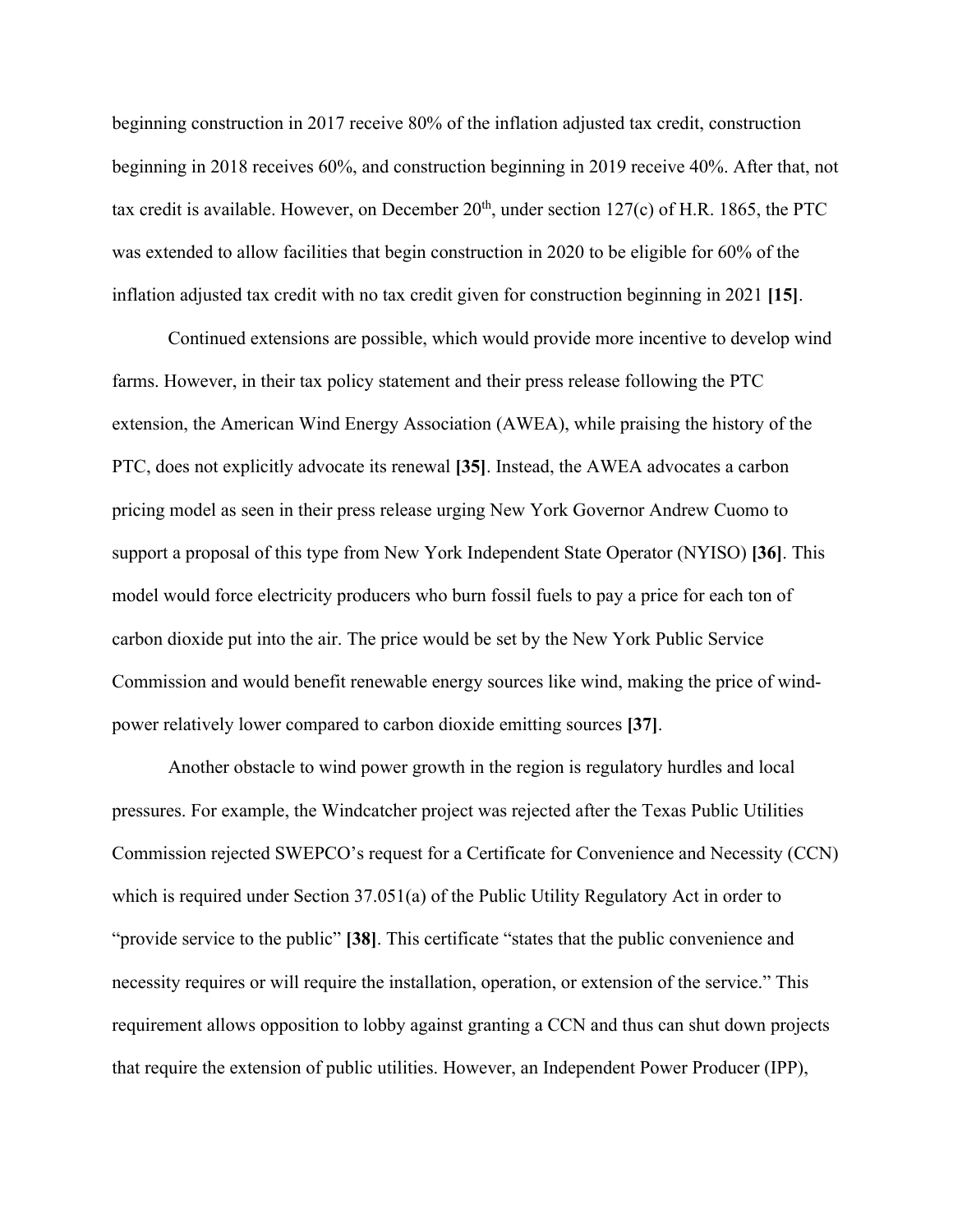beginning construction in 2017 receive 80% of the inflation adjusted tax credit, construction beginning in 2018 receives 60%, and construction beginning in 2019 receive 40%. After that, not tax credit is available. However, on December 20th, under section 127(c) of H.R. 1865, the PTC was extended to allow facilities that begin construction in 2020 to be eligible for 60% of the inflation adjusted tax credit with no tax credit given for construction beginning in 2021 **[15]**.

Continued extensions are possible, which would provide more incentive to develop wind farms. However, in their tax policy statement and their press release following the PTC extension, the American Wind Energy Association (AWEA), while praising the history of the PTC, does not explicitly advocate its renewal **[35]**. Instead, the AWEA advocates a carbon pricing model as seen in their press release urging New York Governor Andrew Cuomo to support a proposal of this type from New York Independent State Operator (NYISO) **[36]**. This model would force electricity producers who burn fossil fuels to pay a price for each ton of carbon dioxide put into the air. The price would be set by the New York Public Service Commission and would benefit renewable energy sources like wind, making the price of wind-power relatively lower compared to carbon dioxide emitting sources **[37]**.

Another obstacle to wind power growth in the region is regulatory hurdles and local pressures. For example, the Windcatcher project was rejected after the Texas Public Utilities Commission rejected SWEPCO's request for a Certificate for Convenience and Necessity (CCN) which is required under Section 37.051(a) of the Public Utility Regulatory Act in order to "provide service to the public" **[38]**. This certificate "states that the public convenience and necessity requires or will require the installation, operation, or extension of the service." This requirement allows opposition to lobby against granting a CCN and thus can shut down projects that require the extension of public utilities. However, an Independent Power Producer (IPP),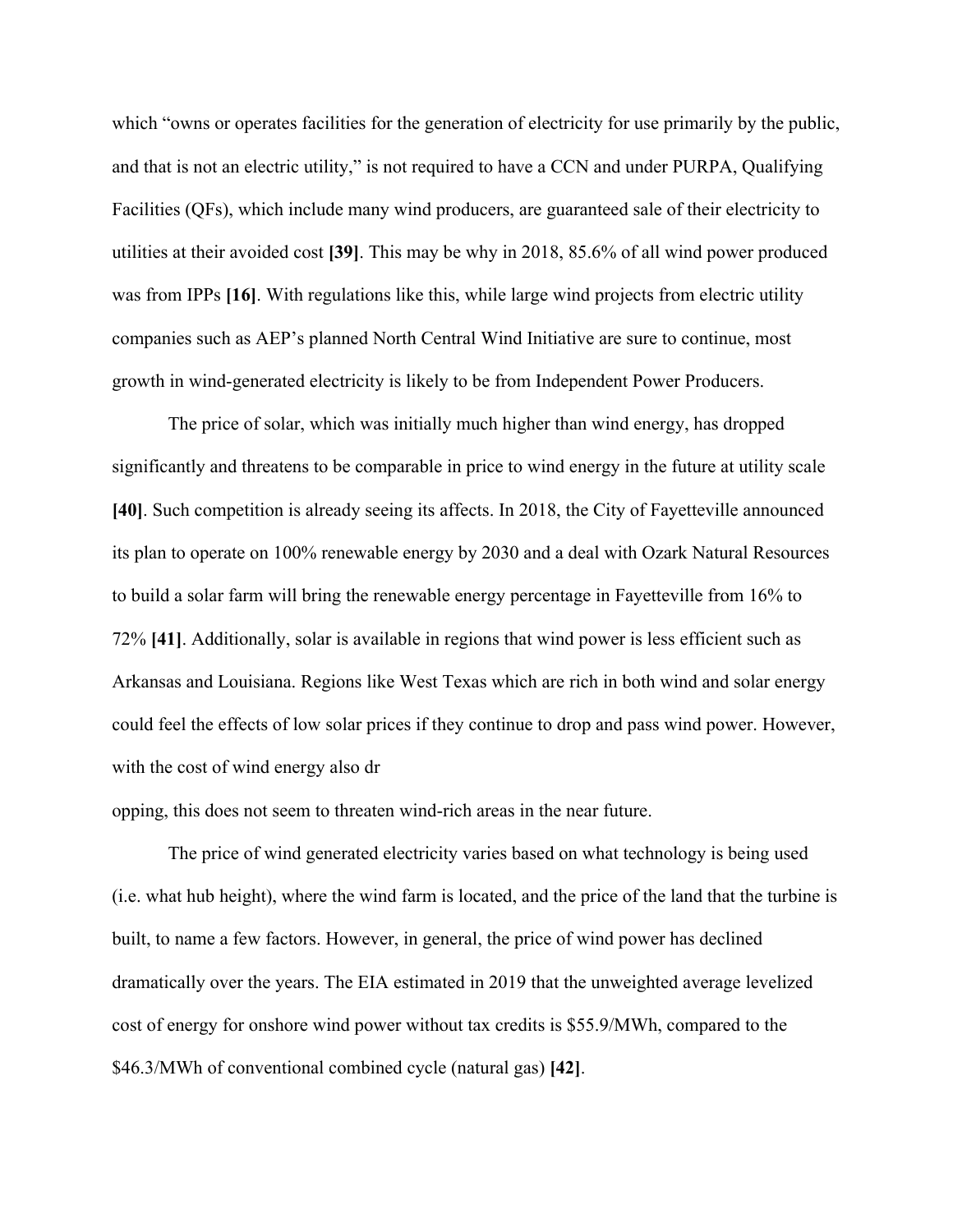which "owns or operates facilities for the generation of electricity for use primarily by the public, and that is not an electric utility," is not required to have a CCN and under PURPA, Qualifying Facilities (QFs), which include many wind producers, are guaranteed sale of their electricity to utilities at their avoided cost **[39]**. This may be why in 2018, 85.6% of all wind power produced was from IPPs **[16]**. With regulations like this, while large wind projects from electric utility companies such as AEP's planned North Central Wind Initiative are sure to continue, most growth in wind-generated electricity is likely to be from Independent Power Producers.

The price of solar, which was initially much higher than wind energy, has dropped significantly and threatens to be comparable in price to wind energy in the future at utility scale **[40]**. Such competition is already seeing its affects. In 2018, the City of Fayetteville announced its plan to operate on 100% renewable energy by 2030 and a deal with Ozark Natural Resources to build a solar farm will bring the renewable energy percentage in Fayetteville from 16% to 72% **[41]**. Additionally, solar is available in regions that wind power is less efficient such as Arkansas and Louisiana. Regions like West Texas which are rich in both wind and solar energy could feel the effects of low solar prices if they continue to drop and pass wind power. However, with the cost of wind energy also dropping, this does not seem to threaten wind-rich areas in the near future.

The price of wind generated electricity varies based on what technology is being used (i.e. what hub height), where the wind farm is located, and the price of the land that the turbine is built, to name a few factors. However, in general, the price of wind power has declined dramatically over the years. The EIA estimated in 2019 that the unweighted average levelized cost of energy for onshore wind power without tax credits is $55.9/MWh, compared to the $46.3/MWh of conventional combined cycle (natural gas) **[42]**.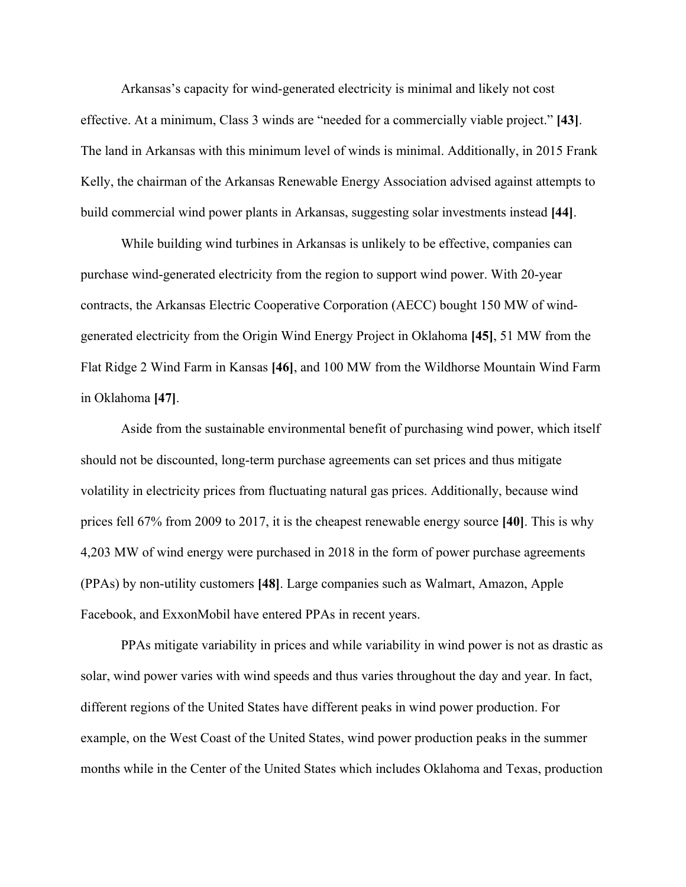Arkansas's capacity for wind-generated electricity is minimal and likely not cost effective. At a minimum, Class 3 winds are "needed for a commercially viable project." **[43]**. The land in Arkansas with this minimum level of winds is minimal. Additionally, in 2015 Frank Kelly, the chairman of the Arkansas Renewable Energy Association advised against attempts to build commercial wind power plants in Arkansas, suggesting solar investments instead **[44]**.

While building wind turbines in Arkansas is unlikely to be effective, companies can purchase wind-generated electricity from the region to support wind power. With 20-year contracts, the Arkansas Electric Cooperative Corporation (AECC) bought 150 MW of wind-generated electricity from the Origin Wind Energy Project in Oklahoma **[45]**, 51 MW from the Flat Ridge 2 Wind Farm in Kansas **[46]**, and 100 MW from the Wildhorse Mountain Wind Farm in Oklahoma **[47]**.

Aside from the sustainable environmental benefit of purchasing wind power, which itself should not be discounted, long-term purchase agreements can set prices and thus mitigate volatility in electricity prices from fluctuating natural gas prices. Additionally, because wind prices fell 67% from 2009 to 2017, it is the cheapest renewable energy source **[40]**. This is why 4,203 MW of wind energy were purchased in 2018 in the form of power purchase agreements (PPAs) by non-utility customers **[48]**. Large companies such as Walmart, Amazon, Apple Facebook, and ExxonMobil have entered PPAs in recent years.

PPAs mitigate variability in prices and while variability in wind power is not as drastic as solar, wind power varies with wind speeds and thus varies throughout the day and year. In fact, different regions of the United States have different peaks in wind power production. For example, on the West Coast of the United States, wind power production peaks in the summer months while in the Center of the United States which includes Oklahoma and Texas, production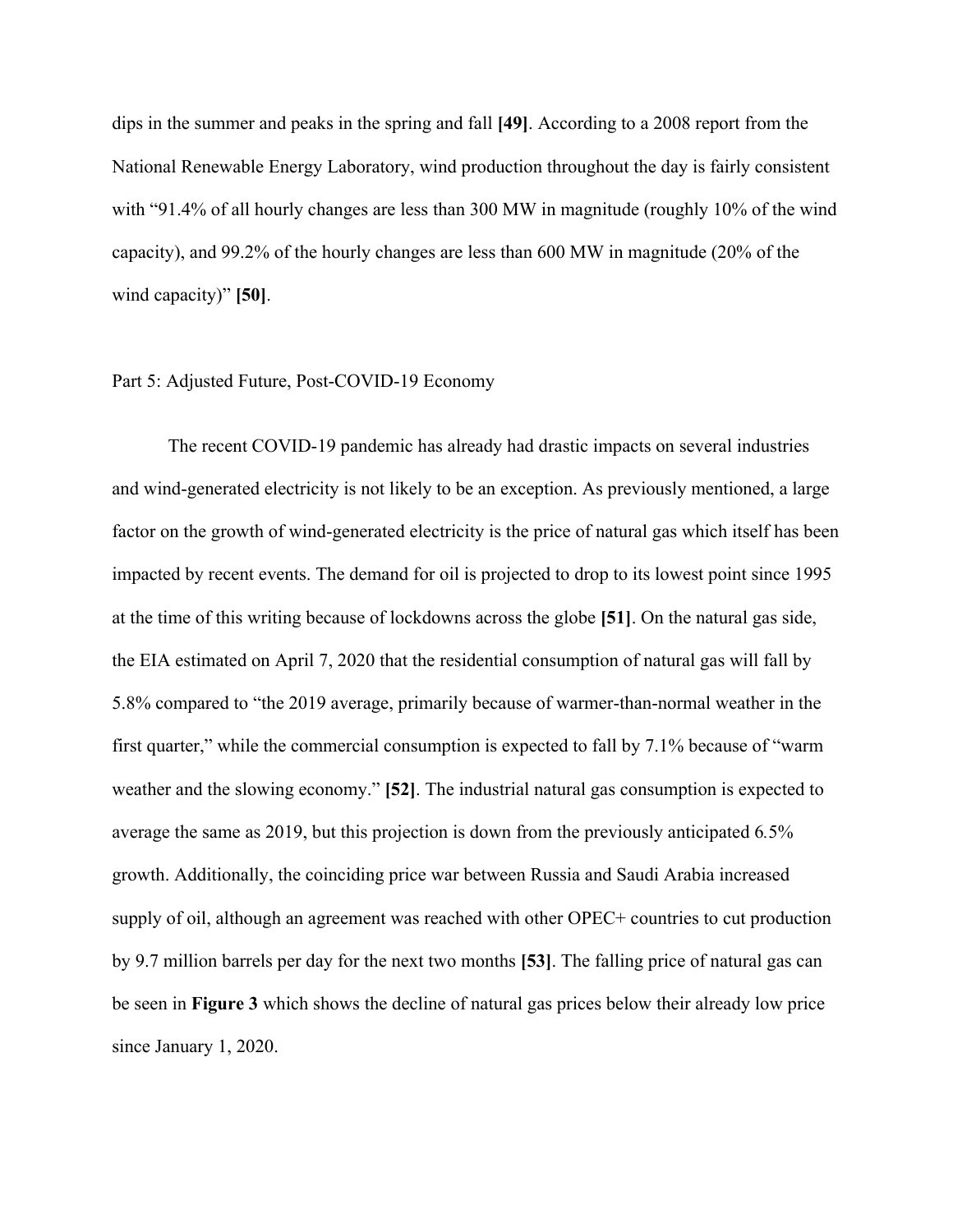dips in the summer and peaks in the spring and fall **[49]**. According to a 2008 report from the National Renewable Energy Laboratory, wind production throughout the day is fairly consistent with "91.4% of all hourly changes are less than 300 MW in magnitude (roughly 10% of the wind capacity), and 99.2% of the hourly changes are less than 600 MW in magnitude (20% of the wind capacity)" **[50]**.

## Part 5: Adjusted Future, Post-COVID-19 Economy

The recent COVID-19 pandemic has already had drastic impacts on several industries and wind-generated electricity is not likely to be an exception. As previously mentioned, a large factor on the growth of wind-generated electricity is the price of natural gas which itself has been impacted by recent events. The demand for oil is projected to drop to its lowest point since 1995 at the time of this writing because of lockdowns across the globe **[51]**. On the natural gas side, the EIA estimated on April 7, 2020 that the residential consumption of natural gas will fall by 5.8% compared to "the 2019 average, primarily because of warmer-than-normal weather in the first quarter," while the commercial consumption is expected to fall by 7.1% because of "warm weather and the slowing economy." **[52]**. The industrial natural gas consumption is expected to average the same as 2019, but this projection is down from the previously anticipated 6.5% growth. Additionally, the coinciding price war between Russia and Saudi Arabia increased supply of oil, although an agreement was reached with other OPEC+ countries to cut production by 9.7 million barrels per day for the next two months **[53]**. The falling price of natural gas can be seen in **Figure 3** which shows the decline of natural gas prices below their already low price since January 1, 2020.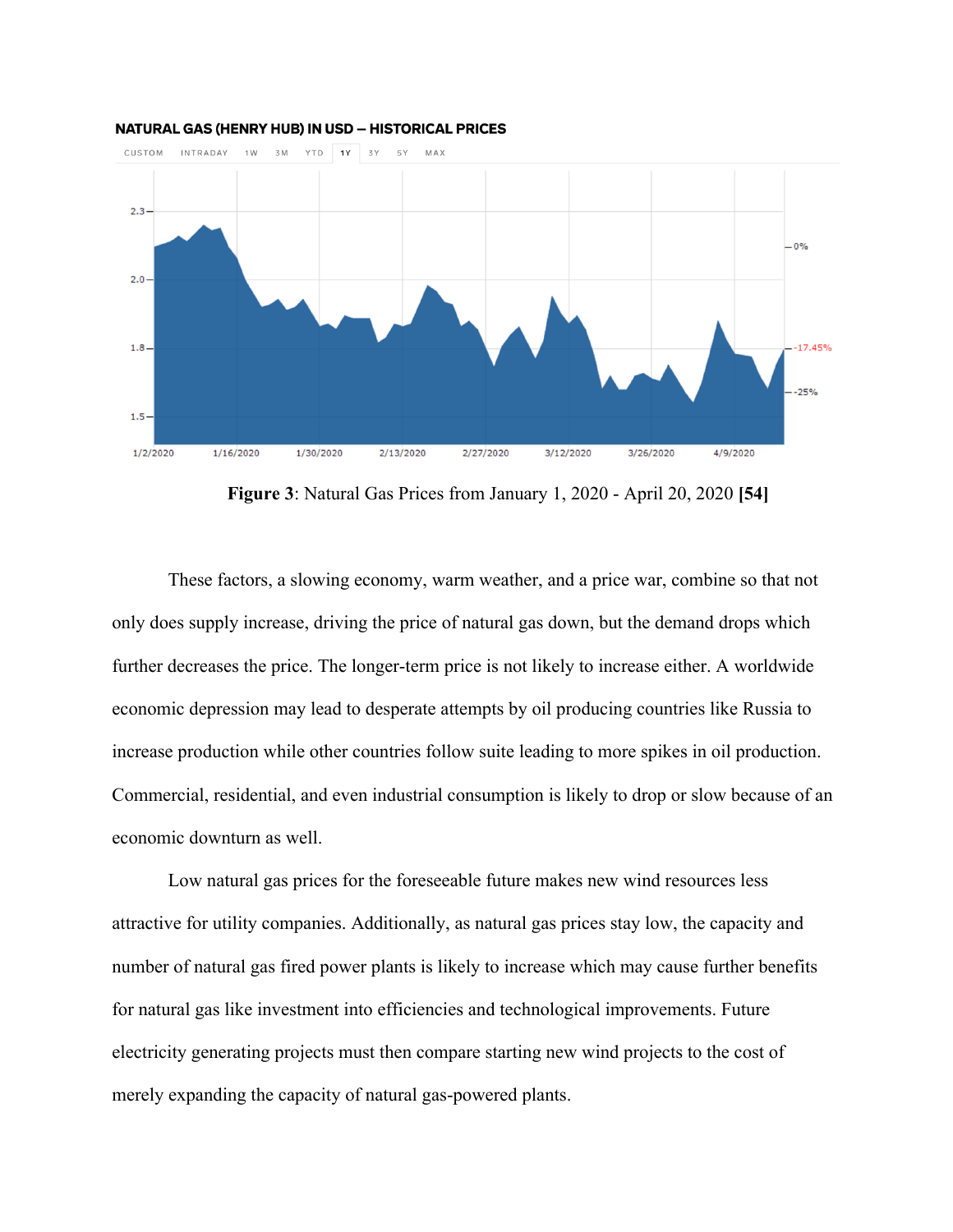**Figure 3**: Natural Gas Prices from January 1, 2020 - April 20, 2020 **[54]**

These factors, a slowing economy, warm weather, and a price war, combine so that not only does supply increase, driving the price of natural gas down, but the demand drops which further decreases the price. The longer-term price is not likely to increase either. A worldwide economic depression may lead to desperate attempts by oil producing countries like Russia to increase production while other countries follow suite leading to more spikes in oil production. Commercial, residential, and even industrial consumption is likely to drop or slow because of an economic downturn as well.

Low natural gas prices for the foreseeable future makes new wind resources less attractive for utility companies. Additionally, as natural gas prices stay low, the capacity and number of natural gas fired power plants is likely to increase which may cause further benefits for natural gas like investment into efficiencies and technological improvements. Future electricity generating projects must then compare starting new wind projects to the cost of merely expanding the capacity of natural gas-powered plants.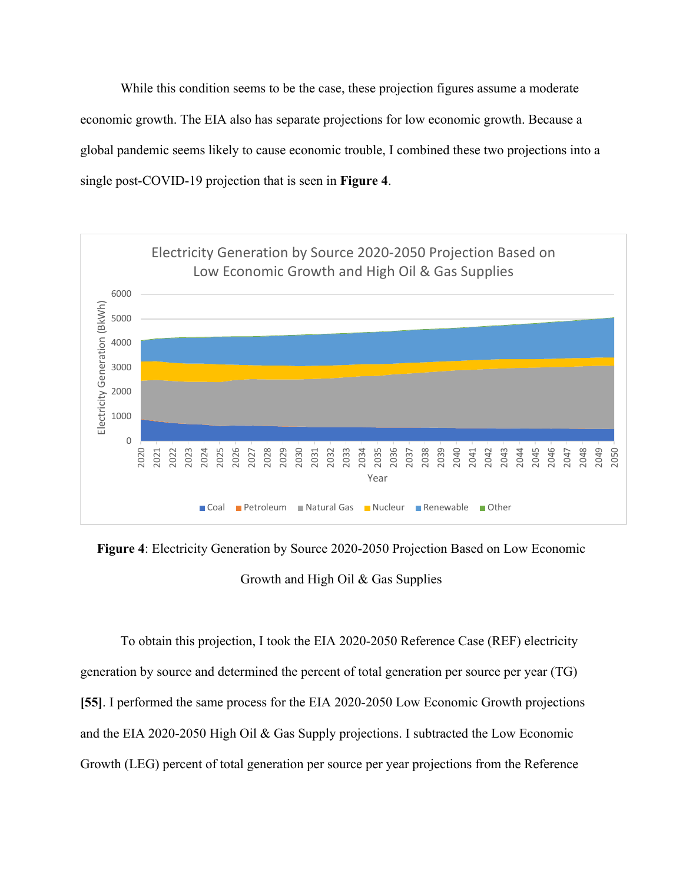While this condition seems to be the case, these projection figures assume a moderate economic growth. The EIA also has separate projections for low economic growth. Because a global pandemic seems likely to cause economic trouble, I combined these two projections into a single post-COVID-19 projection that is seen in **Figure 4**.

**Figure 4**: Electricity Generation by Source 2020-2050 Projection Based on Low Economic Growth and High Oil & Gas Supplies

To obtain this projection, I took the EIA 2020-2050 Reference Case (REF) electricity generation by source and determined the percent of total generation per source per year (TG) **[55]**. I performed the same process for the EIA 2020-2050 Low Economic Growth projections and the EIA 2020-2050 High Oil & Gas Supply projections. I subtracted the Low Economic Growth (LEG) percent of total generation per source per year projections from the Reference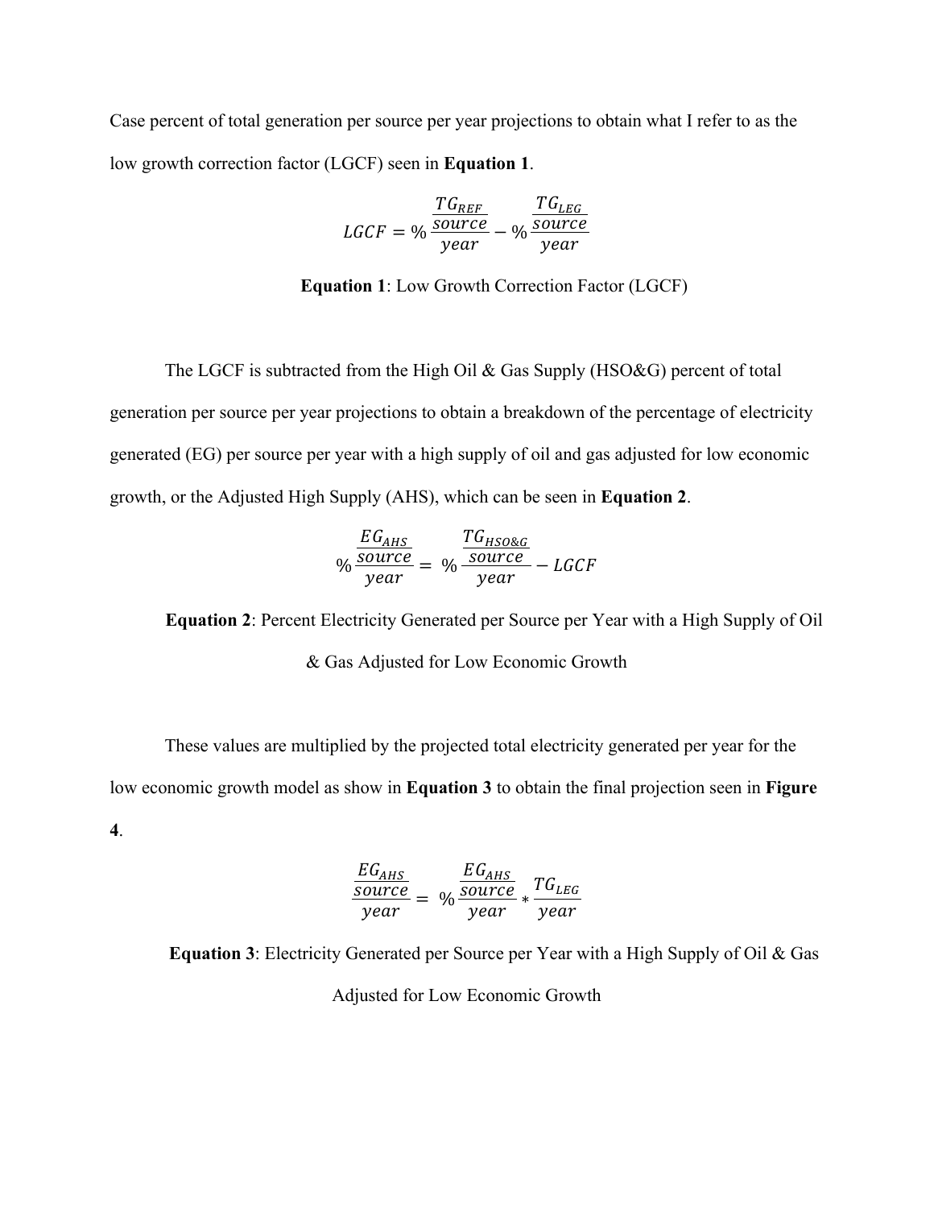Case percent of total generation per source per year projections to obtain what I refer to as the low growth correction factor (LGCF) seen in **Equation 1**.

$$LGCF = \% \frac{\frac{TG_{REF}}{source}}{year} - \% \frac{\frac{TG_{LEG}}{source}}{year}$$

**Equation 1**: Low Growth Correction Factor (LGCF)

The LGCF is subtracted from the High Oil & Gas Supply (HSO&G) percent of total generation per source per year projections to obtain a breakdown of the percentage of electricity generated (EG) per source per year with a high supply of oil and gas adjusted for low economic growth, or the Adjusted High Supply (AHS), which can be seen in **Equation 2**.

$$\% \frac{\frac{EG_{AHS}}{source}}{year} = \% \frac{\frac{TG_{HSO\&G}}{source}}{year} - LGCF$$

**Equation 2**: Percent Electricity Generated per Source per Year with a High Supply of Oil & Gas Adjusted for Low Economic Growth

These values are multiplied by the projected total electricity generated per year for the low economic growth model as show in **Equation 3** to obtain the final projection seen in **Figure 4**.

$$\frac{\frac{EG_{AHS}}{source}}{year} = \% \frac{\frac{EG_{AHS}}{source}}{year} * \frac{TG_{LEG}}{year}$$

**Equation 3**: Electricity Generated per Source per Year with a High Supply of Oil & Gas Adjusted for Low Economic Growth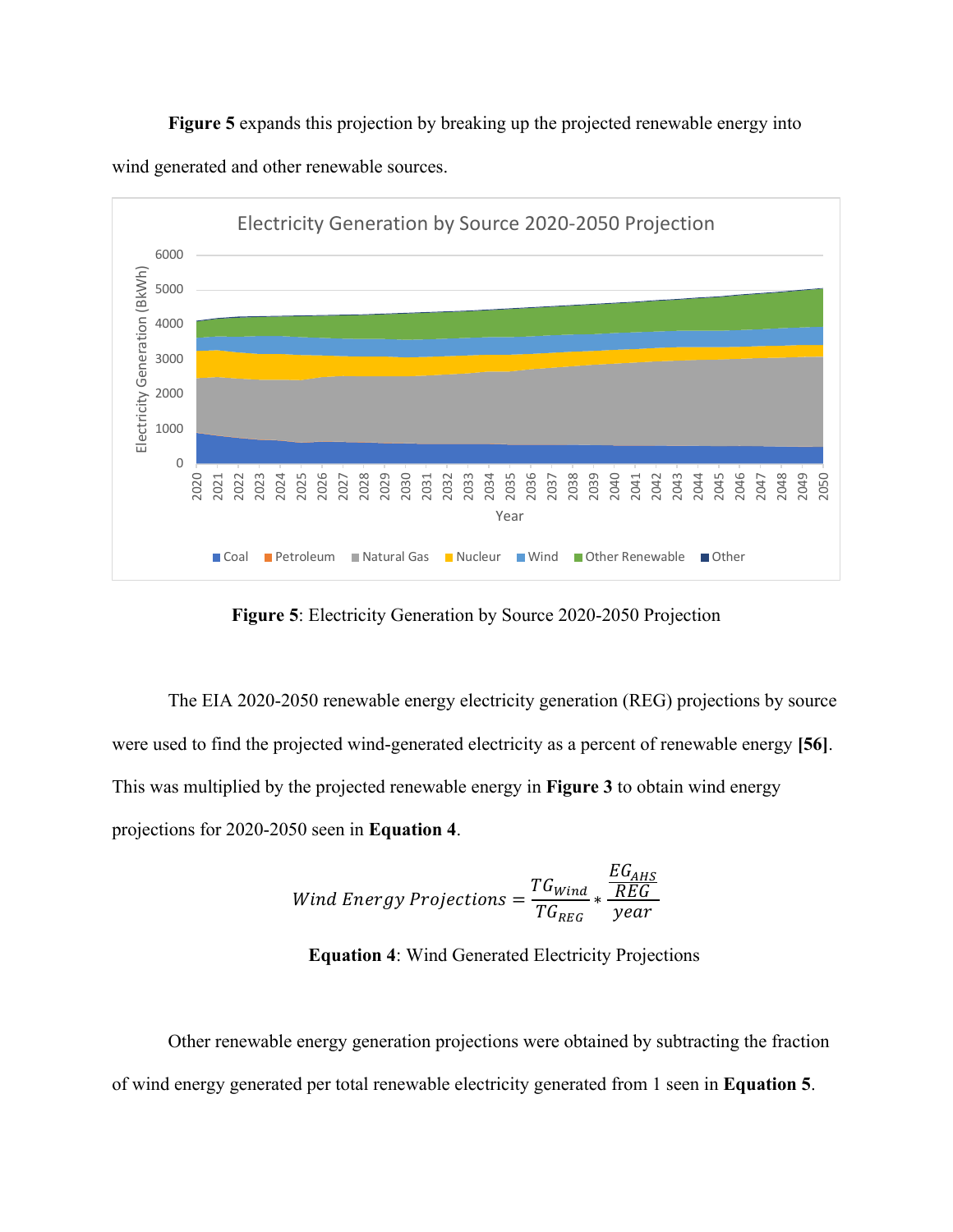**Figure 5** expands this projection by breaking up the projected renewable energy into wind generated and other renewable sources.

**Figure 5**: Electricity Generation by Source 2020-2050 Projection

The EIA 2020-2050 renewable energy electricity generation (REG) projections by source were used to find the projected wind-generated electricity as a percent of renewable energy **[56]**. This was multiplied by the projected renewable energy in **Figure 3** to obtain wind energy projections for 2020-2050 seen in **Equation 4**.

$$Wind\ Energy\ Projections = \frac{TG_{Wind}}{TG_{REG}} * \frac{\frac{EG_{AHS}}{REG}}{year}$$

**Equation 4**: Wind Generated Electricity Projections

Other renewable energy generation projections were obtained by subtracting the fraction of wind energy generated per total renewable electricity generated from 1 seen in **Equation 5**.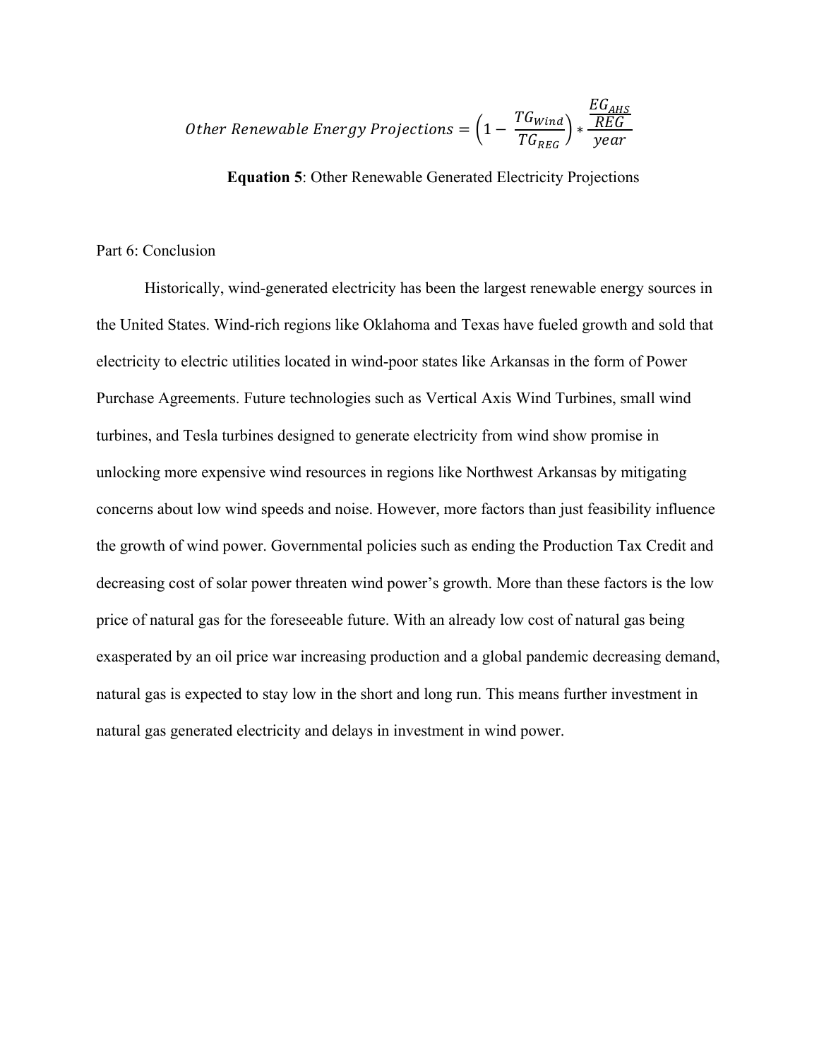$$Other\ Renewable\ Energy\ Projections = \left(1 - \frac{TG_{Wind}}{TG_{REG}}\right) * \frac{\frac{EG_{AHS}}{REG}}{year}$$

**Equation 5**: Other Renewable Generated Electricity Projections

Part 6: Conclusion

Historically, wind-generated electricity has been the largest renewable energy sources in the United States. Wind-rich regions like Oklahoma and Texas have fueled growth and sold that electricity to electric utilities located in wind-poor states like Arkansas in the form of Power Purchase Agreements. Future technologies such as Vertical Axis Wind Turbines, small wind turbines, and Tesla turbines designed to generate electricity from wind show promise in unlocking more expensive wind resources in regions like Northwest Arkansas by mitigating concerns about low wind speeds and noise. However, more factors than just feasibility influence the growth of wind power. Governmental policies such as ending the Production Tax Credit and decreasing cost of solar power threaten wind power's growth. More than these factors is the low price of natural gas for the foreseeable future. With an already low cost of natural gas being exasperated by an oil price war increasing production and a global pandemic decreasing demand, natural gas is expected to stay low in the short and long run. This means further investment in natural gas generated electricity and delays in investment in wind power.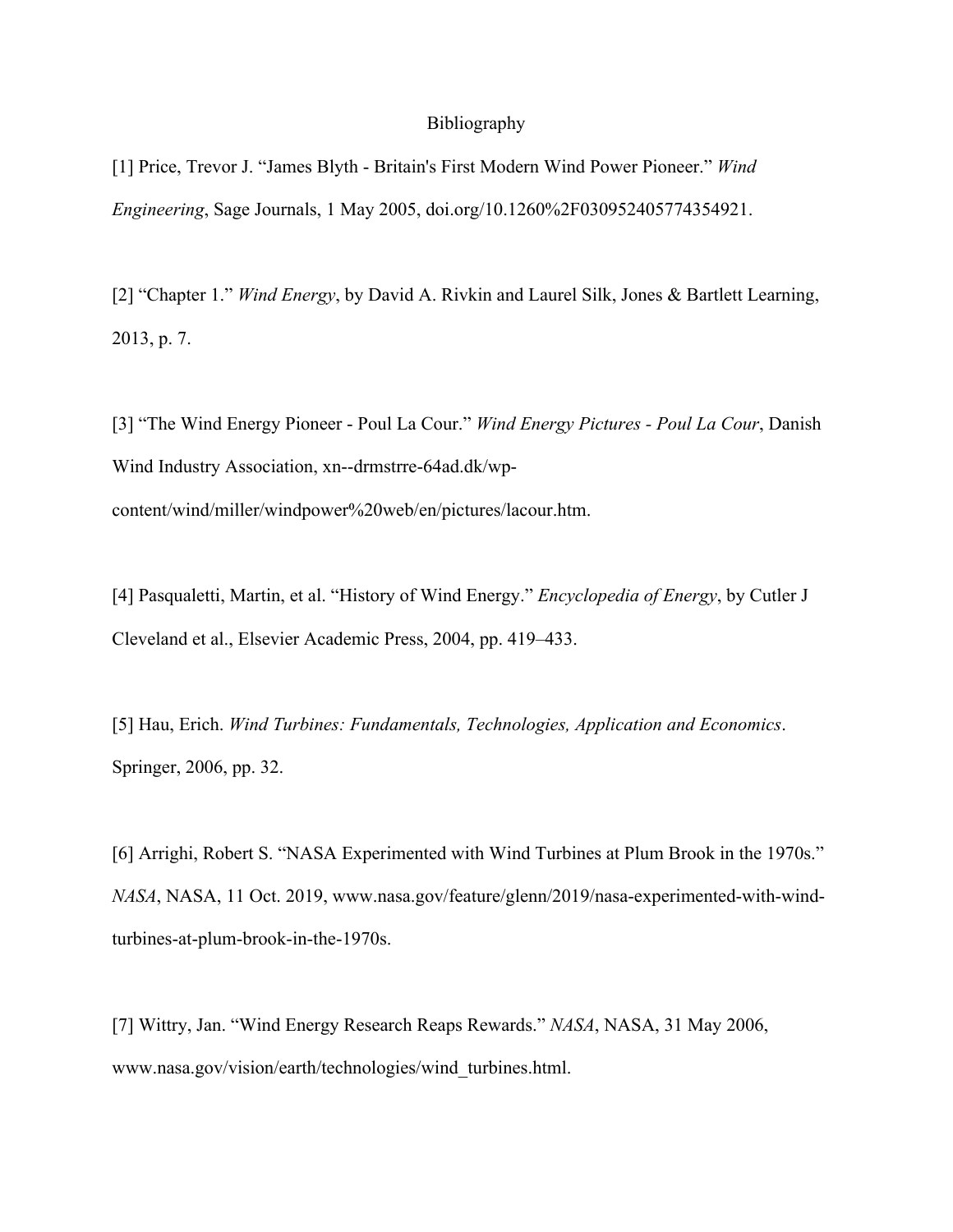# Bibliography

[1] Price, Trevor J. “James Blyth - Britain's First Modern Wind Power Pioneer.” *Wind Engineering*, Sage Journals, 1 May 2005, doi.org/10.1260%2F030952405774354921.

[2] “Chapter 1.” *Wind Energy*, by David A. Rivkin and Laurel Silk, Jones & Bartlett Learning, 2013, p. 7.

[3] “The Wind Energy Pioneer - Poul La Cour.” *Wind Energy Pictures - Poul La Cour*, Danish Wind Industry Association, xn--drmstrre-64ad.dk/wp-content/wind/miller/windpower%20web/en/pictures/lacour.htm.

[4] Pasqualetti, Martin, et al. “History of Wind Energy.” *Encyclopedia of Energy*, by Cutler J Cleveland et al., Elsevier Academic Press, 2004, pp. 419–433.

[5] Hau, Erich. *Wind Turbines: Fundamentals, Technologies, Application and Economics*. Springer, 2006, pp. 32.

[6] Arrighi, Robert S. “NASA Experimented with Wind Turbines at Plum Brook in the 1970s.” *NASA*, NASA, 11 Oct. 2019, www.nasa.gov/feature/glenn/2019/nasa-experimented-with-wind-turbines-at-plum-brook-in-the-1970s.

[7] Wittry, Jan. “Wind Energy Research Reaps Rewards.” *NASA*, NASA, 31 May 2006, www.nasa.gov/vision/earth/technologies/wind_turbines.html.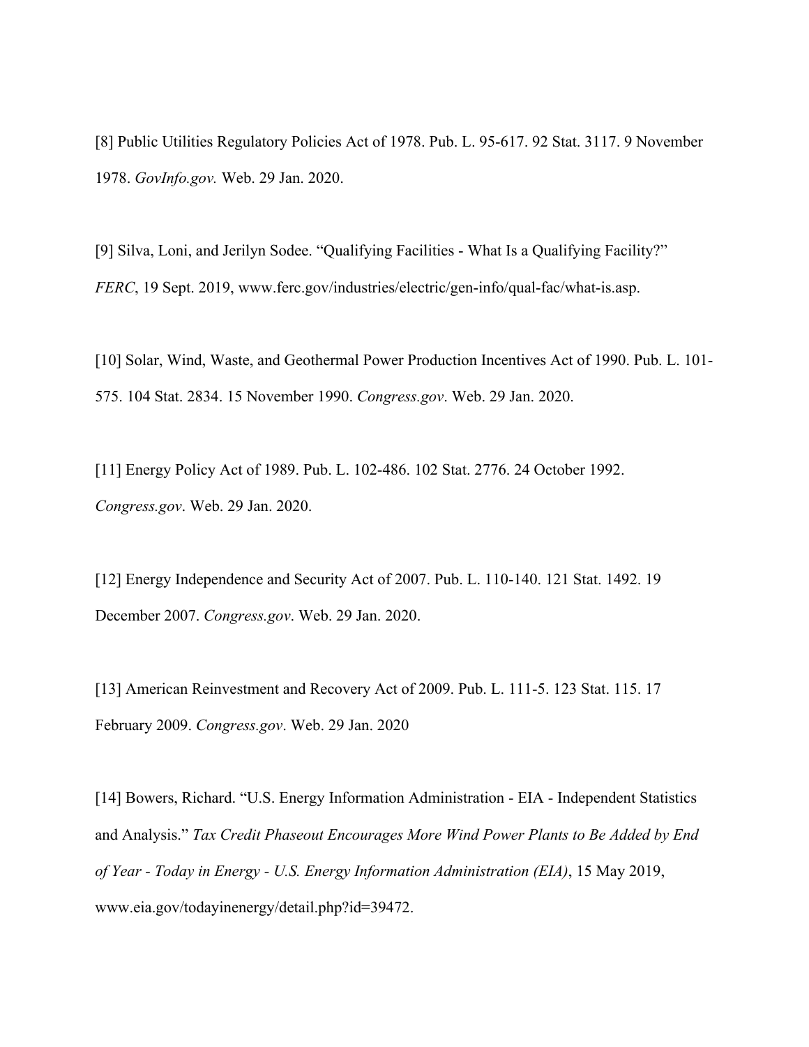[8] Public Utilities Regulatory Policies Act of 1978. Pub. L. 95-617. 92 Stat. 3117. 9 November 1978. *GovInfo.gov.* Web. 29 Jan. 2020.

[9] Silva, Loni, and Jerilyn Sodee. "Qualifying Facilities - What Is a Qualifying Facility?" *FERC*, 19 Sept. 2019, www.ferc.gov/industries/electric/gen-info/qual-fac/what-is.asp.

[10] Solar, Wind, Waste, and Geothermal Power Production Incentives Act of 1990. Pub. L. 101-575. 104 Stat. 2834. 15 November 1990. *Congress.gov*. Web. 29 Jan. 2020.

[11] Energy Policy Act of 1989. Pub. L. 102-486. 102 Stat. 2776. 24 October 1992. *Congress.gov*. Web. 29 Jan. 2020.

[12] Energy Independence and Security Act of 2007. Pub. L. 110-140. 121 Stat. 1492. 19 December 2007. *Congress.gov*. Web. 29 Jan. 2020.

[13] American Reinvestment and Recovery Act of 2009. Pub. L. 111-5. 123 Stat. 115. 17 February 2009. *Congress.gov*. Web. 29 Jan. 2020

[14] Bowers, Richard. "U.S. Energy Information Administration - EIA - Independent Statistics and Analysis." *Tax Credit Phaseout Encourages More Wind Power Plants to Be Added by End of Year - Today in Energy - U.S. Energy Information Administration (EIA)*, 15 May 2019, www.eia.gov/todayinenergy/detail.php?id=39472.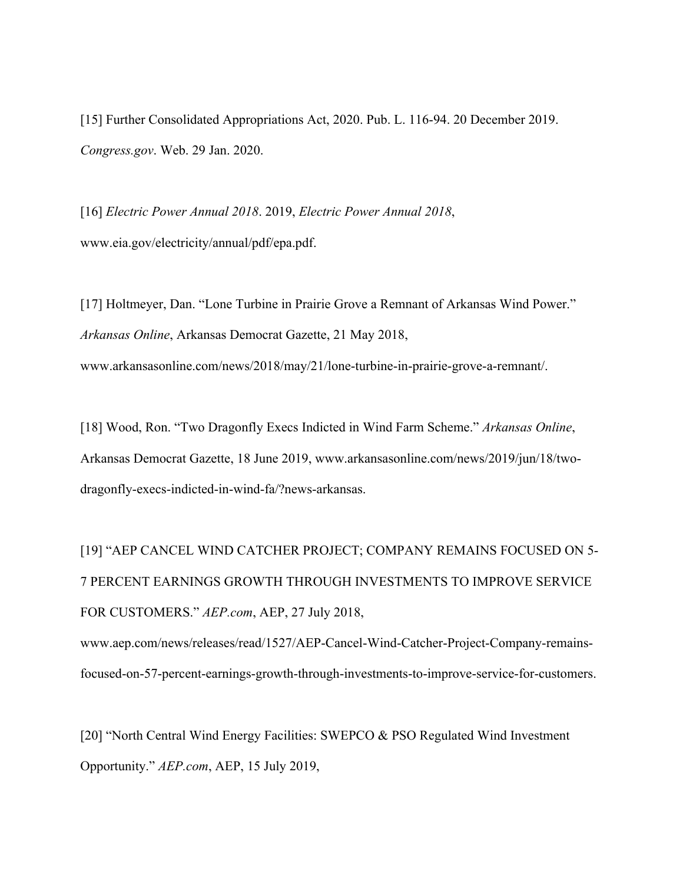[15] Further Consolidated Appropriations Act, 2020. Pub. L. 116-94. 20 December 2019. *Congress.gov*. Web. 29 Jan. 2020.

[16] *Electric Power Annual 2018*. 2019, *Electric Power Annual 2018*, www.eia.gov/electricity/annual/pdf/epa.pdf.

[17] Holtmeyer, Dan. "Lone Turbine in Prairie Grove a Remnant of Arkansas Wind Power." *Arkansas Online*, Arkansas Democrat Gazette, 21 May 2018, www.arkansasonline.com/news/2018/may/21/lone-turbine-in-prairie-grove-a-remnant/.

[18] Wood, Ron. "Two Dragonfly Execs Indicted in Wind Farm Scheme." *Arkansas Online*, Arkansas Democrat Gazette, 18 June 2019, www.arkansasonline.com/news/2019/jun/18/two-dragonfly-execs-indicted-in-wind-fa/?news-arkansas.

[19] "AEP CANCEL WIND CATCHER PROJECT; COMPANY REMAINS FOCUSED ON 5-7 PERCENT EARNINGS GROWTH THROUGH INVESTMENTS TO IMPROVE SERVICE FOR CUSTOMERS." *AEP.com*, AEP, 27 July 2018, www.aep.com/news/releases/read/1527/AEP-Cancel-Wind-Catcher-Project-Company-remains-focused-on-57-percent-earnings-growth-through-investments-to-improve-service-for-customers.

[20] "North Central Wind Energy Facilities: SWEPCO & PSO Regulated Wind Investment Opportunity." *AEP.com*, AEP, 15 July 2019,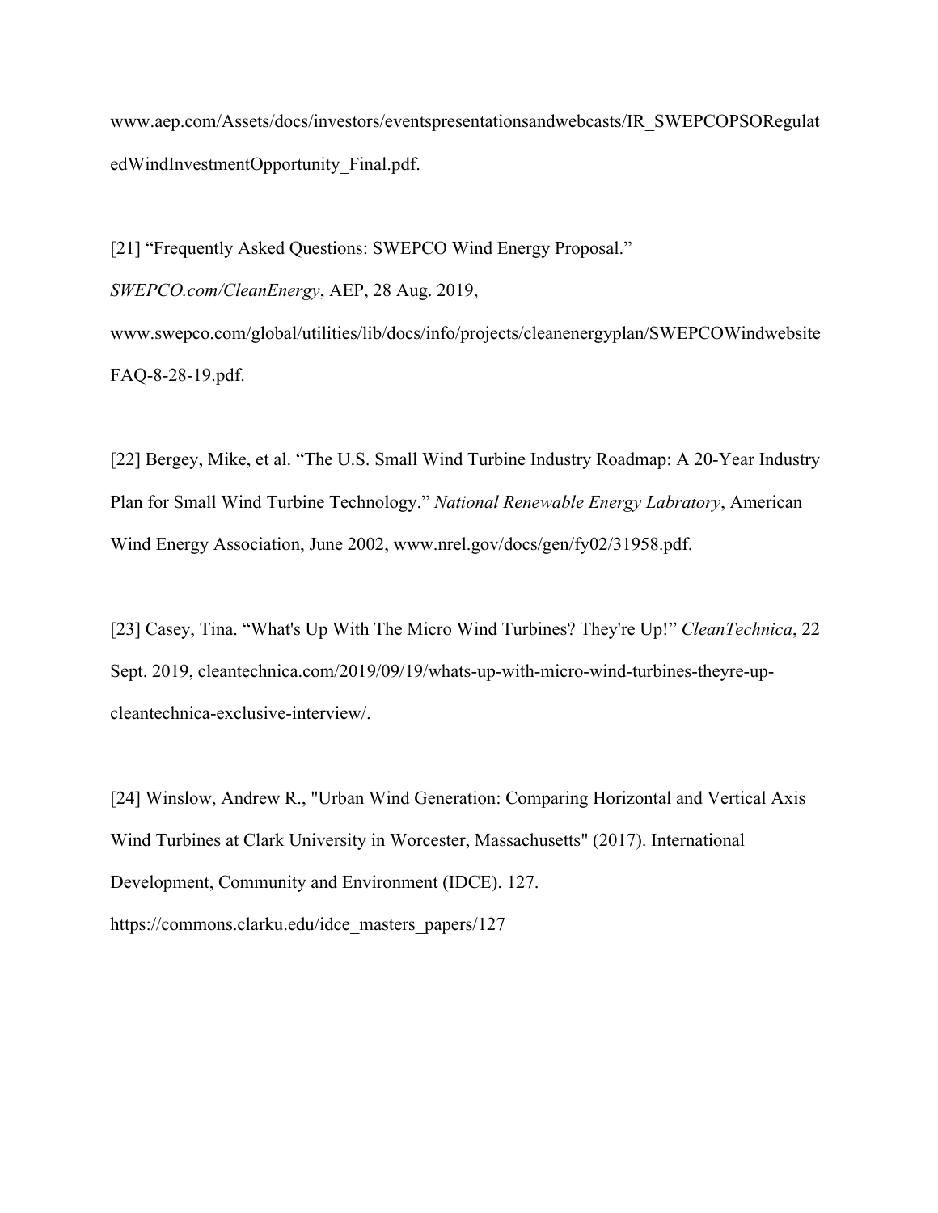www.aep.com/Assets/docs/investors/eventspresentationsandwebcasts/IR_SWEPCOPSORegulatedWindInvestmentOpportunity_Final.pdf.

[21] "Frequently Asked Questions: SWEPCO Wind Energy Proposal." *SWEPCO.com/CleanEnergy*, AEP, 28 Aug. 2019, www.swepco.com/global/utilities/lib/docs/info/projects/cleanenergyplan/SWEPCOWindwebsiteFAQ-8-28-19.pdf.

[22] Bergey, Mike, et al. "The U.S. Small Wind Turbine Industry Roadmap: A 20-Year Industry Plan for Small Wind Turbine Technology." *National Renewable Energy Labratory*, American Wind Energy Association, June 2002, www.nrel.gov/docs/gen/fy02/31958.pdf.

[23] Casey, Tina. "What's Up With The Micro Wind Turbines? They're Up!" *CleanTechnica*, 22 Sept. 2019, cleantechnica.com/2019/09/19/whats-up-with-micro-wind-turbines-theyre-up-cleantechnica-exclusive-interview/.

[24] Winslow, Andrew R., "Urban Wind Generation: Comparing Horizontal and Vertical Axis Wind Turbines at Clark University in Worcester, Massachusetts" (2017). International Development, Community and Environment (IDCE). 127. https://commons.clarku.edu/idce_masters_papers/127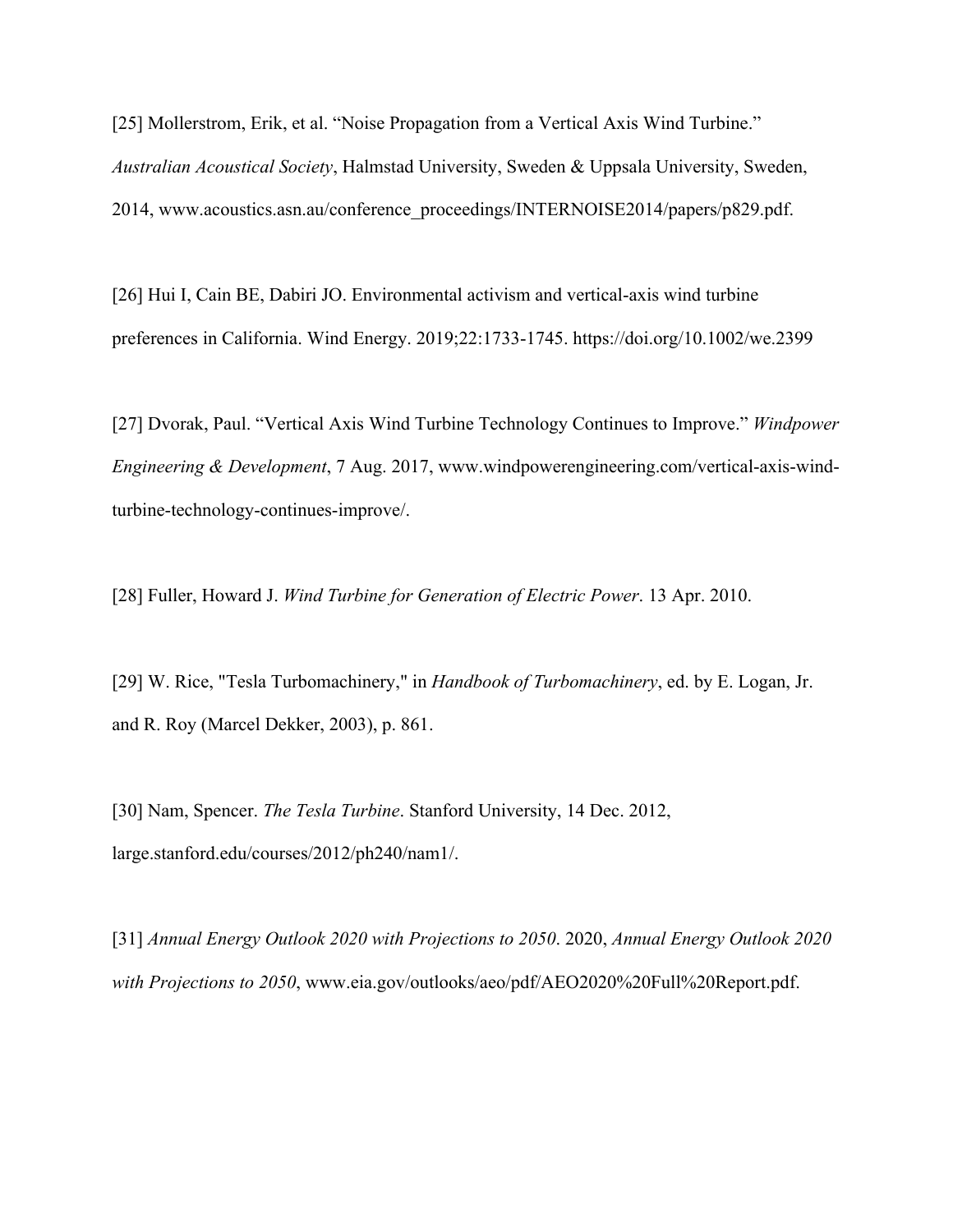[25] Mollerstrom, Erik, et al. “Noise Propagation from a Vertical Axis Wind Turbine.” *Australian Acoustical Society*, Halmstad University, Sweden & Uppsala University, Sweden, 2014, www.acoustics.asn.au/conference_proceedings/INTERNOISE2014/papers/p829.pdf.

[26] Hui I, Cain BE, Dabiri JO. Environmental activism and vertical-axis wind turbine preferences in California. Wind Energy. 2019;22:1733-1745. https://doi.org/10.1002/we.2399

[27] Dvorak, Paul. “Vertical Axis Wind Turbine Technology Continues to Improve.” *Windpower Engineering & Development*, 7 Aug. 2017, www.windpowerengineering.com/vertical-axis-wind-turbine-technology-continues-improve/.

[28] Fuller, Howard J. *Wind Turbine for Generation of Electric Power*. 13 Apr. 2010.

[29] W. Rice, "Tesla Turbomachinery," in *Handbook of Turbomachinery*, ed. by E. Logan, Jr. and R. Roy (Marcel Dekker, 2003), p. 861.

[30] Nam, Spencer. *The Tesla Turbine*. Stanford University, 14 Dec. 2012, large.stanford.edu/courses/2012/ph240/nam1/.

[31] *Annual Energy Outlook 2020 with Projections to 2050*. 2020, *Annual Energy Outlook 2020 with Projections to 2050*, www.eia.gov/outlooks/aeo/pdf/AEO2020%20Full%20Report.pdf.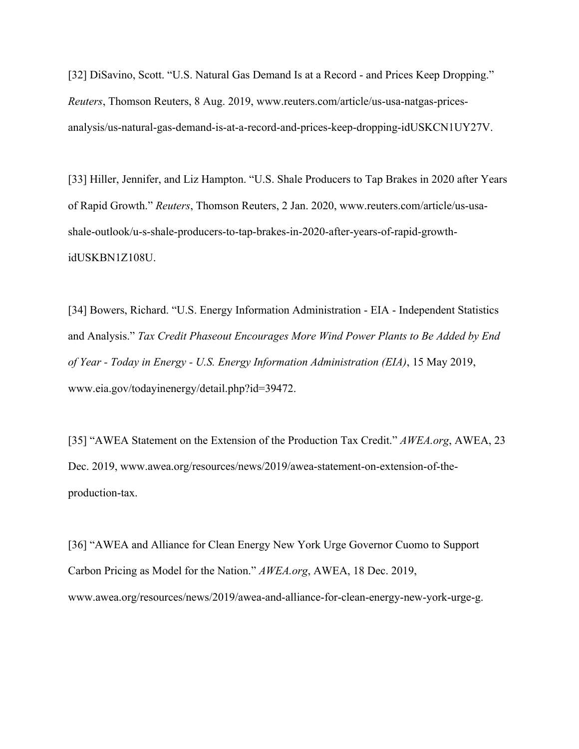[32] DiSavino, Scott. “U.S. Natural Gas Demand Is at a Record - and Prices Keep Dropping.” *Reuters*, Thomson Reuters, 8 Aug. 2019, www.reuters.com/article/us-usa-natgas-prices-analysis/us-natural-gas-demand-is-at-a-record-and-prices-keep-dropping-idUSKCN1UY27V.

[33] Hiller, Jennifer, and Liz Hampton. “U.S. Shale Producers to Tap Brakes in 2020 after Years of Rapid Growth.” *Reuters*, Thomson Reuters, 2 Jan. 2020, www.reuters.com/article/us-usa-shale-outlook/u-s-shale-producers-to-tap-brakes-in-2020-after-years-of-rapid-growth-idUSKBN1Z108U.

[34] Bowers, Richard. “U.S. Energy Information Administration - EIA - Independent Statistics and Analysis.” *Tax Credit Phaseout Encourages More Wind Power Plants to Be Added by End of Year - Today in Energy - U.S. Energy Information Administration (EIA)*, 15 May 2019, www.eia.gov/todayinenergy/detail.php?id=39472.

[35] “AWEA Statement on the Extension of the Production Tax Credit.” *AWEA.org*, AWEA, 23 Dec. 2019, www.awea.org/resources/news/2019/awea-statement-on-extension-of-the-production-tax.

[36] “AWEA and Alliance for Clean Energy New York Urge Governor Cuomo to Support Carbon Pricing as Model for the Nation.” *AWEA.org*, AWEA, 18 Dec. 2019, www.awea.org/resources/news/2019/awea-and-alliance-for-clean-energy-new-york-urge-g.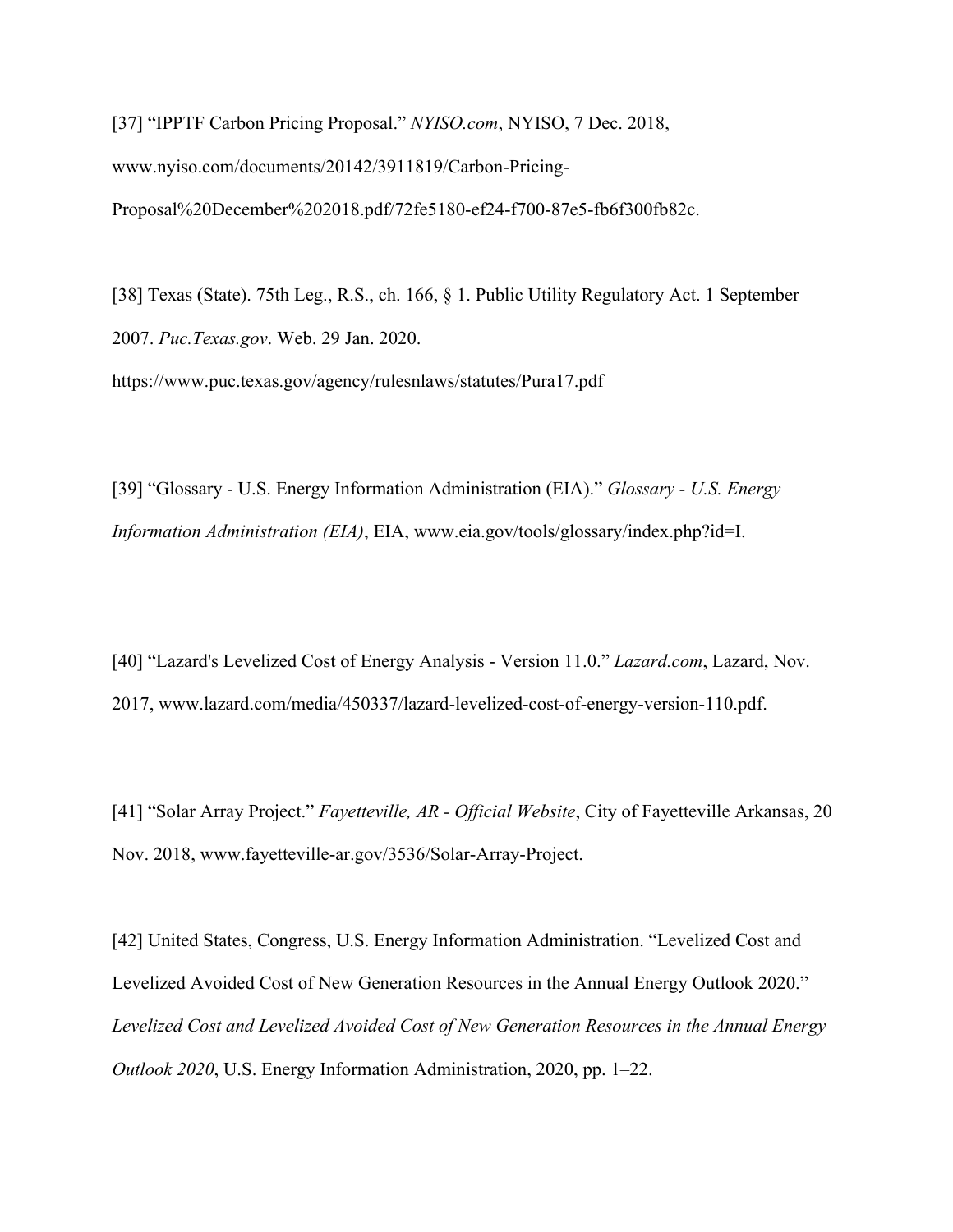[37] "IPPTF Carbon Pricing Proposal." *NYISO.com*, NYISO, 7 Dec. 2018, www.nyiso.com/documents/20142/3911819/Carbon-Pricing-Proposal%20December%202018.pdf/72fe5180-ef24-f700-87e5-fb6f300fb82c.

[38] Texas (State). 75th Leg., R.S., ch. 166, § 1. Public Utility Regulatory Act. 1 September 2007. *Puc.Texas.gov*. Web. 29 Jan. 2020. https://www.puc.texas.gov/agency/rulesnlaws/statutes/Pura17.pdf

[39] "Glossary - U.S. Energy Information Administration (EIA)." *Glossary - U.S. Energy Information Administration (EIA)*, EIA, www.eia.gov/tools/glossary/index.php?id=I.

[40] "Lazard's Levelized Cost of Energy Analysis - Version 11.0." *Lazard.com*, Lazard, Nov. 2017, www.lazard.com/media/450337/lazard-levelized-cost-of-energy-version-110.pdf.

[41] "Solar Array Project." *Fayetteville, AR - Official Website*, City of Fayetteville Arkansas, 20 Nov. 2018, www.fayetteville-ar.gov/3536/Solar-Array-Project.

[42] United States, Congress, U.S. Energy Information Administration. "Levelized Cost and Levelized Avoided Cost of New Generation Resources in the Annual Energy Outlook 2020." *Levelized Cost and Levelized Avoided Cost of New Generation Resources in the Annual Energy Outlook 2020*, U.S. Energy Information Administration, 2020, pp. 1–22.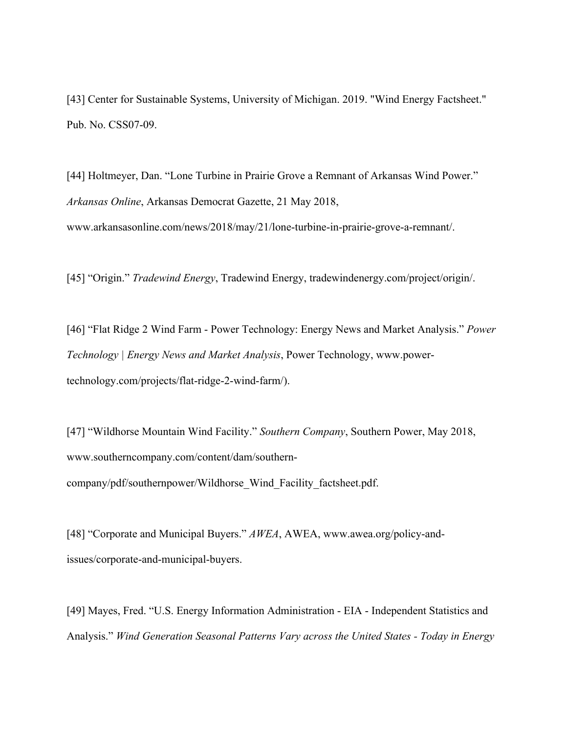[43] Center for Sustainable Systems, University of Michigan. 2019. "Wind Energy Factsheet." Pub. No. CSS07-09.

[44] Holtmeyer, Dan. “Lone Turbine in Prairie Grove a Remnant of Arkansas Wind Power.” *Arkansas Online*, Arkansas Democrat Gazette, 21 May 2018, www.arkansasonline.com/news/2018/may/21/lone-turbine-in-prairie-grove-a-remnant/.

[45] “Origin.” *Tradewind Energy*, Tradewind Energy, tradewindenergy.com/project/origin/.

[46] “Flat Ridge 2 Wind Farm - Power Technology: Energy News and Market Analysis.” *Power Technology | Energy News and Market Analysis*, Power Technology, www.power-technology.com/projects/flat-ridge-2-wind-farm/).

[47] “Wildhorse Mountain Wind Facility.” *Southern Company*, Southern Power, May 2018, www.southerncompany.com/content/dam/southern-company/pdf/southernpower/Wildhorse_Wind_Facility_factsheet.pdf.

[48] “Corporate and Municipal Buyers.” *AWEA*, AWEA, www.awea.org/policy-and-issues/corporate-and-municipal-buyers.

[49] Mayes, Fred. “U.S. Energy Information Administration - EIA - Independent Statistics and Analysis.” *Wind Generation Seasonal Patterns Vary across the United States - Today in Energy*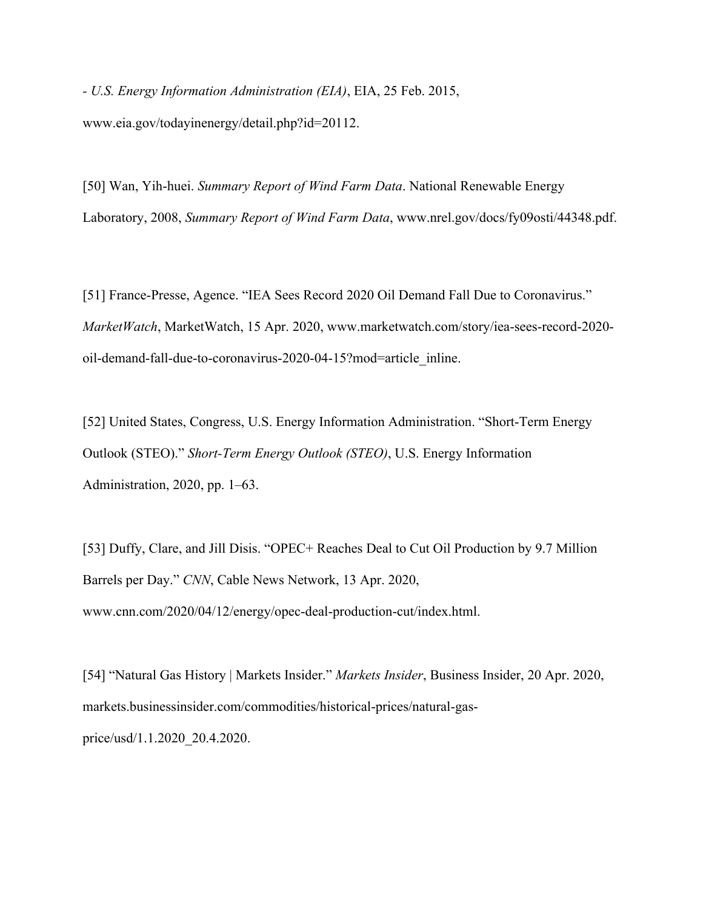- *U.S. Energy Information Administration (EIA)*, EIA, 25 Feb. 2015, www.eia.gov/todayinenergy/detail.php?id=20112.

[50] Wan, Yih-huei. *Summary Report of Wind Farm Data*. National Renewable Energy Laboratory, 2008, *Summary Report of Wind Farm Data*, www.nrel.gov/docs/fy09osti/44348.pdf.

[51] France-Presse, Agence. "IEA Sees Record 2020 Oil Demand Fall Due to Coronavirus." *MarketWatch*, MarketWatch, 15 Apr. 2020, www.marketwatch.com/story/iea-sees-record-2020-oil-demand-fall-due-to-coronavirus-2020-04-15?mod=article_inline.

[52] United States, Congress, U.S. Energy Information Administration. "Short-Term Energy Outlook (STEO)." *Short-Term Energy Outlook (STEO)*, U.S. Energy Information Administration, 2020, pp. 1–63.

[53] Duffy, Clare, and Jill Disis. "OPEC+ Reaches Deal to Cut Oil Production by 9.7 Million Barrels per Day." *CNN*, Cable News Network, 13 Apr. 2020, www.cnn.com/2020/04/12/energy/opec-deal-production-cut/index.html.

[54] "Natural Gas History | Markets Insider." *Markets Insider*, Business Insider, 20 Apr. 2020, markets.businessinsider.com/commodities/historical-prices/natural-gas-price/usd/1.1.2020_20.4.2020.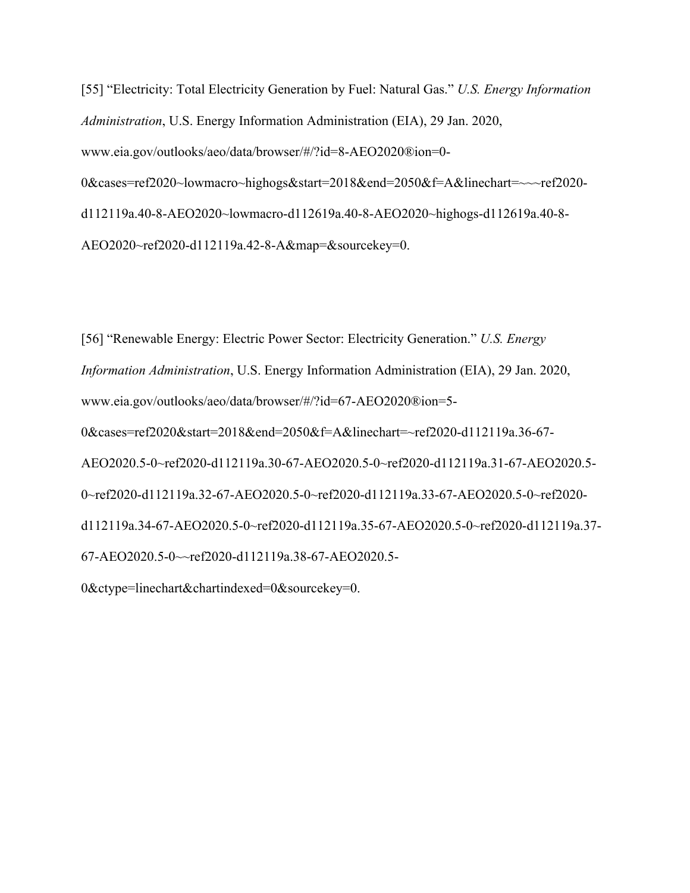[55] "Electricity: Total Electricity Generation by Fuel: Natural Gas." *U.S. Energy Information Administration*, U.S. Energy Information Administration (EIA), 29 Jan. 2020, www.eia.gov/outlooks/aeo/data/browser/#/?id=8-AEO2020®ion=0-0&cases=ref2020~lowmacro~highogs&start=2018&end=2050&f=A&linechart=~~~ref2020-d112119a.40-8-AEO2020~lowmacro-d112619a.40-8-AEO2020~highogs-d112619a.40-8-AEO2020~ref2020-d112119a.42-8-A&map=&sourcekey=0.

[56] "Renewable Energy: Electric Power Sector: Electricity Generation." *U.S. Energy Information Administration*, U.S. Energy Information Administration (EIA), 29 Jan. 2020, www.eia.gov/outlooks/aeo/data/browser/#/?id=67-AEO2020®ion=5-0&cases=ref2020&start=2018&end=2050&f=A&linechart=~ref2020-d112119a.36-67-AEO2020.5-0~ref2020-d112119a.30-67-AEO2020.5-0~ref2020-d112119a.31-67-AEO2020.5-0~ref2020-d112119a.32-67-AEO2020.5-0~ref2020-d112119a.33-67-AEO2020.5-0~ref2020-d112119a.34-67-AEO2020.5-0~ref2020-d112119a.35-67-AEO2020.5-0~ref2020-d112119a.37-67-AEO2020.5-0~~ref2020-d112119a.38-67-AEO2020.5-0&ctype=linechart&chartindexed=0&sourcekey=0.